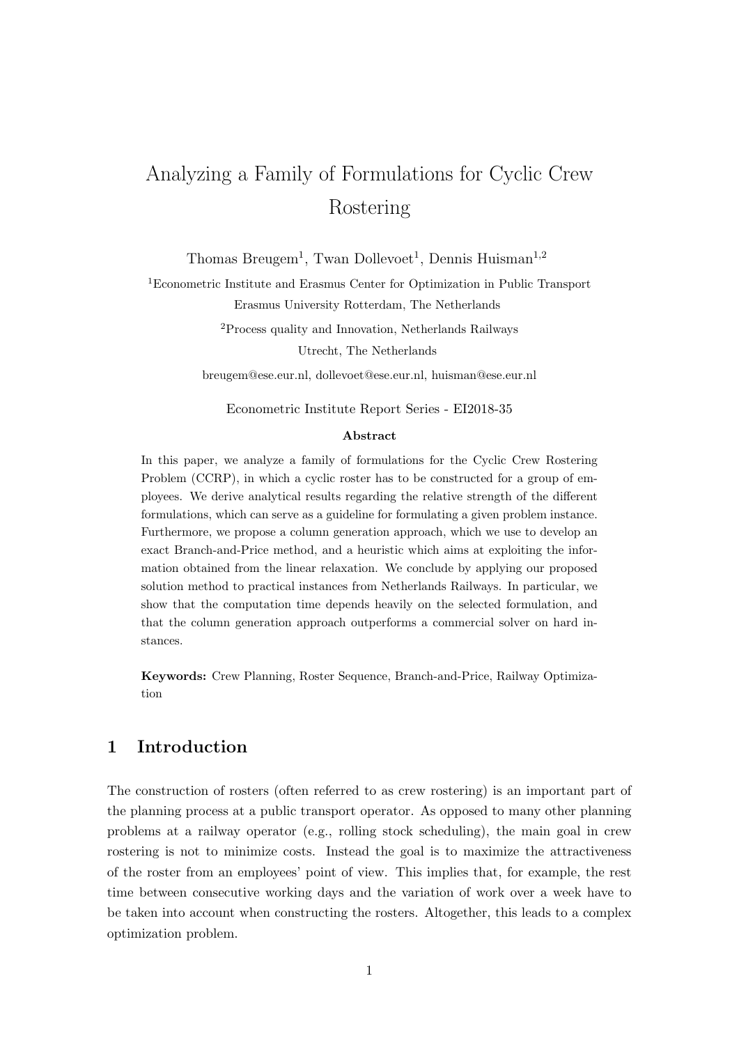# Analyzing a Family of Formulations for Cyclic Crew Rostering

Thomas Breugem[1], Twan Dollevoet[1], Dennis Huisman[1,2]

[1]Econometric Institute and Erasmus Center for Optimization in Public Transport
Erasmus University Rotterdam, The Netherlands

[2]Process quality and Innovation, Netherlands Railways
Utrecht, The Netherlands

breugem@ese.eur.nl, dollevoet@ese.eur.nl, huisman@ese.eur.nl

Econometric Institute Report Series - EI2018-35

**Abstract**

In this paper, we analyze a family of formulations for the Cyclic Crew Rostering Problem (CCRP), in which a cyclic roster has to be constructed for a group of employees. We derive analytical results regarding the relative strength of the different formulations, which can serve as a guideline for formulating a given problem instance. Furthermore, we propose a column generation approach, which we use to develop an exact Branch-and-Price method, and a heuristic which aims at exploiting the information obtained from the linear relaxation. We conclude by applying our proposed solution method to practical instances from Netherlands Railways. In particular, we show that the computation time depends heavily on the selected formulation, and that the column generation approach outperforms a commercial solver on hard instances.

**Keywords:** Crew Planning, Roster Sequence, Branch-and-Price, Railway Optimization

## 1 Introduction

The construction of rosters (often referred to as crew rostering) is an important part of the planning process at a public transport operator. As opposed to many other planning problems at a railway operator (e.g., rolling stock scheduling), the main goal in crew rostering is not to minimize costs. Instead the goal is to maximize the attractiveness of the roster from an employees' point of view. This implies that, for example, the rest time between consecutive working days and the variation of work over a week have to be taken into account when constructing the rosters. Altogether, this leads to a complex optimization problem.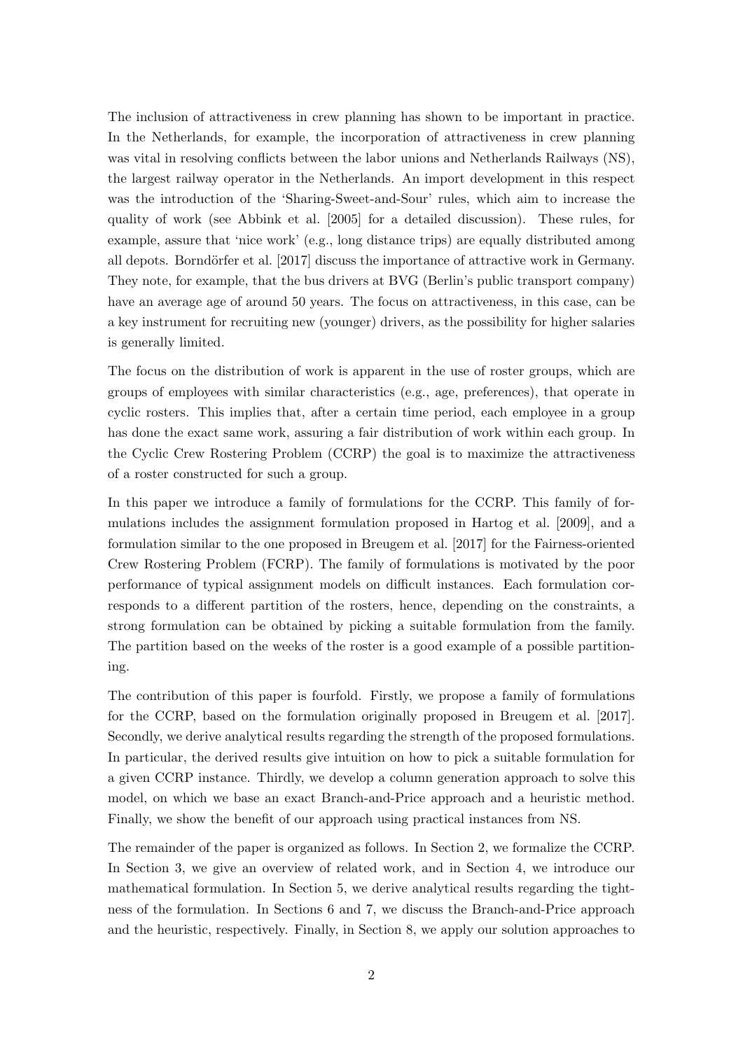The inclusion of attractiveness in crew planning has shown to be important in practice. In the Netherlands, for example, the incorporation of attractiveness in crew planning was vital in resolving conflicts between the labor unions and Netherlands Railways (NS), the largest railway operator in the Netherlands. An import development in this respect was the introduction of the 'Sharing-Sweet-and-Sour' rules, which aim to increase the quality of work (see Abbink et al. [2005] for a detailed discussion). These rules, for example, assure that 'nice work' (e.g., long distance trips) are equally distributed among all depots. Borndörfer et al. [2017] discuss the importance of attractive work in Germany. They note, for example, that the bus drivers at BVG (Berlin's public transport company) have an average age of around 50 years. The focus on attractiveness, in this case, can be a key instrument for recruiting new (younger) drivers, as the possibility for higher salaries is generally limited.

The focus on the distribution of work is apparent in the use of roster groups, which are groups of employees with similar characteristics (e.g., age, preferences), that operate in cyclic rosters. This implies that, after a certain time period, each employee in a group has done the exact same work, assuring a fair distribution of work within each group. In the Cyclic Crew Rostering Problem (CCRP) the goal is to maximize the attractiveness of a roster constructed for such a group.

In this paper we introduce a family of formulations for the CCRP. This family of formulations includes the assignment formulation proposed in Hartog et al. [2009], and a formulation similar to the one proposed in Breugem et al. [2017] for the Fairness-oriented Crew Rostering Problem (FCRP). The family of formulations is motivated by the poor performance of typical assignment models on difficult instances. Each formulation corresponds to a different partition of the rosters, hence, depending on the constraints, a strong formulation can be obtained by picking a suitable formulation from the family. The partition based on the weeks of the roster is a good example of a possible partitioning.

The contribution of this paper is fourfold. Firstly, we propose a family of formulations for the CCRP, based on the formulation originally proposed in Breugem et al. [2017]. Secondly, we derive analytical results regarding the strength of the proposed formulations. In particular, the derived results give intuition on how to pick a suitable formulation for a given CCRP instance. Thirdly, we develop a column generation approach to solve this model, on which we base an exact Branch-and-Price approach and a heuristic method. Finally, we show the benefit of our approach using practical instances from NS.

The remainder of the paper is organized as follows. In Section 2, we formalize the CCRP. In Section 3, we give an overview of related work, and in Section 4, we introduce our mathematical formulation. In Section 5, we derive analytical results regarding the tightness of the formulation. In Sections 6 and 7, we discuss the Branch-and-Price approach and the heuristic, respectively. Finally, in Section 8, we apply our solution approaches to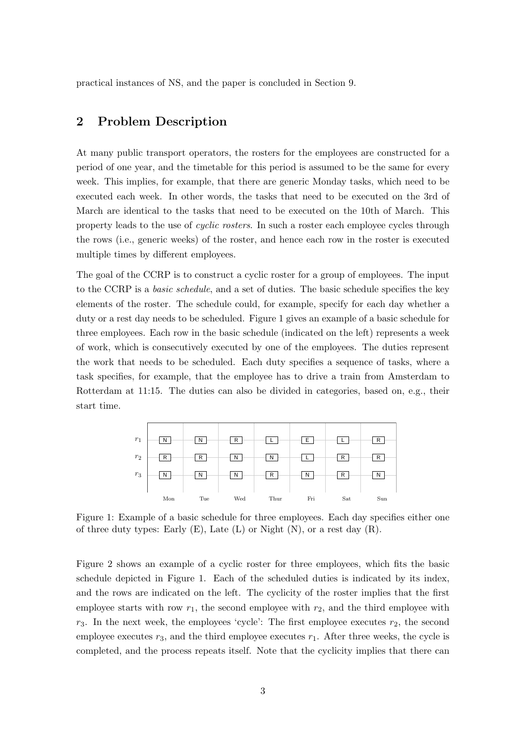practical instances of NS, and the paper is concluded in Section 9.

## 2 Problem Description

At many public transport operators, the rosters for the employees are constructed for a period of one year, and the timetable for this period is assumed to be the same for every week. This implies, for example, that there are generic Monday tasks, which need to be executed each week. In other words, the tasks that need to be executed on the 3rd of March are identical to the tasks that need to be executed on the 10th of March. This property leads to the use of *cyclic rosters*. In such a roster each employee cycles through the rows (i.e., generic weeks) of the roster, and hence each row in the roster is executed multiple times by different employees.

The goal of the CCRP is to construct a cyclic roster for a group of employees. The input to the CCRP is a *basic schedule*, and a set of duties. The basic schedule specifies the key elements of the roster. The schedule could, for example, specify for each day whether a duty or a rest day needs to be scheduled. Figure 1 gives an example of a basic schedule for three employees. Each row in the basic schedule (indicated on the left) represents a week of work, which is consecutively executed by one of the employees. The duties represent the work that needs to be scheduled. Each duty specifies a sequence of tasks, where a task specifies, for example, that the employee has to drive a train from Amsterdam to Rotterdam at 11:15. The duties can also be divided in categories, based on, e.g., their start time.

| | Mon | Tue | Wed | Thur | Fri | Sat | Sun |
|---|---|---|---|---|---|---|---|
| $r_1$ | N | N | R | L | E | L | R |
| $r_2$ | R | R | N | N | L | R | R |
| $r_3$ | N | N | N | R | N | R | N |

Figure 1: Example of a basic schedule for three employees. Each day specifies either one of three duty types: Early (E), Late (L) or Night (N), or a rest day (R).

Figure 2 shows an example of a cyclic roster for three employees, which fits the basic schedule depicted in Figure 1. Each of the scheduled duties is indicated by its index, and the rows are indicated on the left. The cyclicity of the roster implies that the first employee starts with row $r_1$, the second employee with $r_2$, and the third employee with $r_3$. In the next week, the employees 'cycle': The first employee executes $r_2$, the second employee executes $r_3$, and the third employee executes $r_1$. After three weeks, the cycle is completed, and the process repeats itself. Note that the cyclicity implies that there can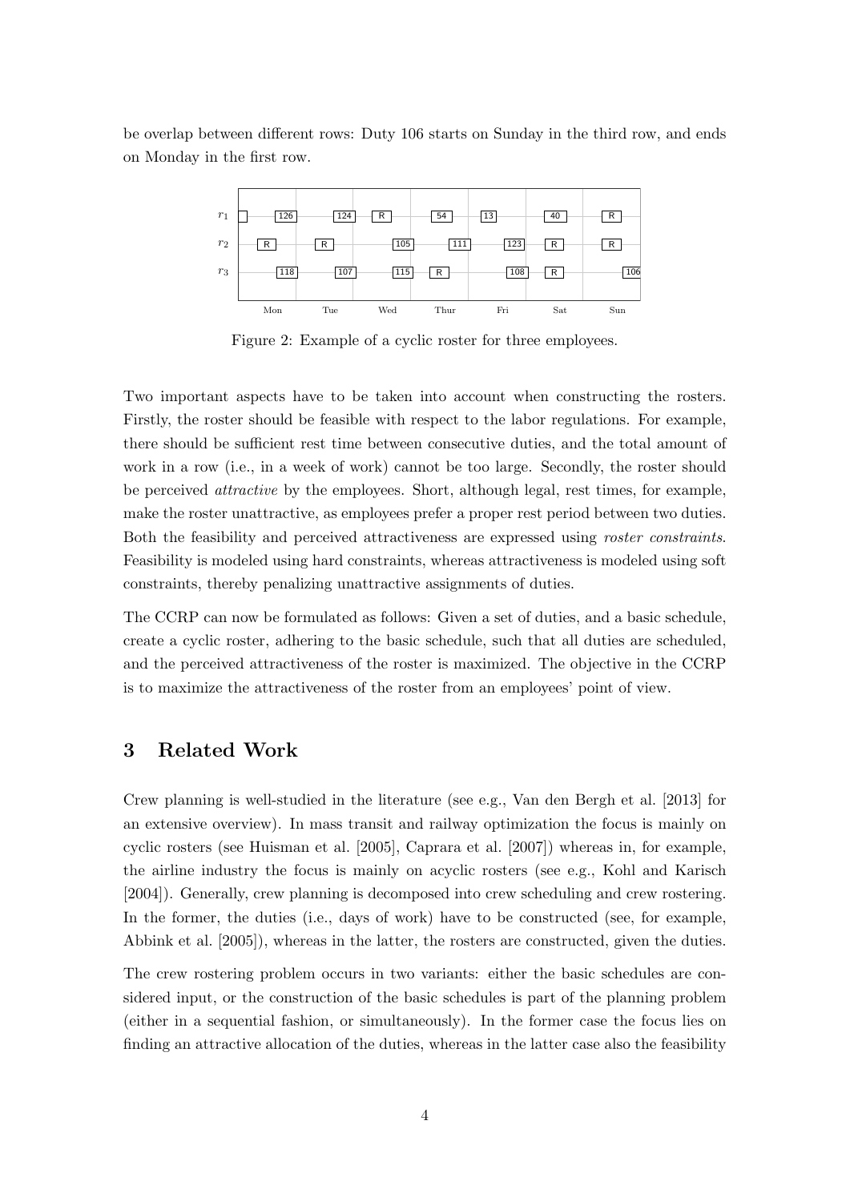be overlap between different rows: Duty 106 starts on Sunday in the third row, and ends on Monday in the first row.

| | Mon | Tue | Wed | Thur | Fri | Sat | Sun |
|---|---|---|---|---|---|---|---|
| $r_1$ | 126 | 124 | R | 54 | 13 | 40 | R |
| $r_2$ | R | R | 105 | 111 | 123 | R | R |
| $r_3$ | 118 | 107 | 115 | R | 108 | R | 106 |

Figure 2: Example of a cyclic roster for three employees.

Two important aspects have to be taken into account when constructing the rosters. Firstly, the roster should be feasible with respect to the labor regulations. For example, there should be sufficient rest time between consecutive duties, and the total amount of work in a row (i.e., in a week of work) cannot be too large. Secondly, the roster should be perceived *attractive* by the employees. Short, although legal, rest times, for example, make the roster unattractive, as employees prefer a proper rest period between two duties. Both the feasibility and perceived attractiveness are expressed using *roster constraints*. Feasibility is modeled using hard constraints, whereas attractiveness is modeled using soft constraints, thereby penalizing unattractive assignments of duties.

The CCRP can now be formulated as follows: Given a set of duties, and a basic schedule, create a cyclic roster, adhering to the basic schedule, such that all duties are scheduled, and the perceived attractiveness of the roster is maximized. The objective in the CCRP is to maximize the attractiveness of the roster from an employees' point of view.

## 3 Related Work

Crew planning is well-studied in the literature (see e.g., Van den Bergh et al. [2013] for an extensive overview). In mass transit and railway optimization the focus is mainly on cyclic rosters (see Huisman et al. [2005], Caprara et al. [2007]) whereas in, for example, the airline industry the focus is mainly on acyclic rosters (see e.g., Kohl and Karisch [2004]). Generally, crew planning is decomposed into crew scheduling and crew rostering. In the former, the duties (i.e., days of work) have to be constructed (see, for example, Abbink et al. [2005]), whereas in the latter, the rosters are constructed, given the duties.

The crew rostering problem occurs in two variants: either the basic schedules are considered input, or the construction of the basic schedules is part of the planning problem (either in a sequential fashion, or simultaneously). In the former case the focus lies on finding an attractive allocation of the duties, whereas in the latter case also the feasibility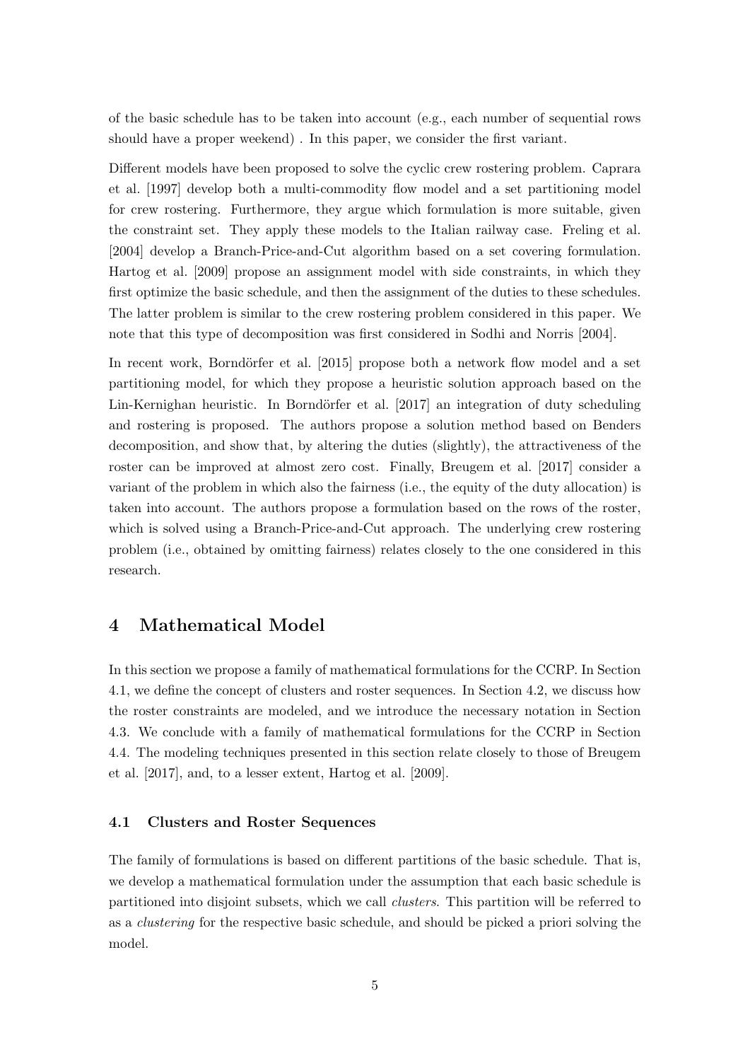of the basic schedule has to be taken into account (e.g., each number of sequential rows should have a proper weekend) . In this paper, we consider the first variant.

Different models have been proposed to solve the cyclic crew rostering problem. Caprara et al. [1997] develop both a multi-commodity flow model and a set partitioning model for crew rostering. Furthermore, they argue which formulation is more suitable, given the constraint set. They apply these models to the Italian railway case. Freling et al. [2004] develop a Branch-Price-and-Cut algorithm based on a set covering formulation. Hartog et al. [2009] propose an assignment model with side constraints, in which they first optimize the basic schedule, and then the assignment of the duties to these schedules. The latter problem is similar to the crew rostering problem considered in this paper. We note that this type of decomposition was first considered in Sodhi and Norris [2004].

In recent work, Borndörfer et al. [2015] propose both a network flow model and a set partitioning model, for which they propose a heuristic solution approach based on the Lin-Kernighan heuristic. In Borndörfer et al. [2017] an integration of duty scheduling and rostering is proposed. The authors propose a solution method based on Benders decomposition, and show that, by altering the duties (slightly), the attractiveness of the roster can be improved at almost zero cost. Finally, Breugem et al. [2017] consider a variant of the problem in which also the fairness (i.e., the equity of the duty allocation) is taken into account. The authors propose a formulation based on the rows of the roster, which is solved using a Branch-Price-and-Cut approach. The underlying crew rostering problem (i.e., obtained by omitting fairness) relates closely to the one considered in this research.

## 4 Mathematical Model

In this section we propose a family of mathematical formulations for the CCRP. In Section 4.1, we define the concept of clusters and roster sequences. In Section 4.2, we discuss how the roster constraints are modeled, and we introduce the necessary notation in Section 4.3. We conclude with a family of mathematical formulations for the CCRP in Section 4.4. The modeling techniques presented in this section relate closely to those of Breugem et al. [2017], and, to a lesser extent, Hartog et al. [2009].

### 4.1 Clusters and Roster Sequences

The family of formulations is based on different partitions of the basic schedule. That is, we develop a mathematical formulation under the assumption that each basic schedule is partitioned into disjoint subsets, which we call *clusters*. This partition will be referred to as a *clustering* for the respective basic schedule, and should be picked a priori solving the model.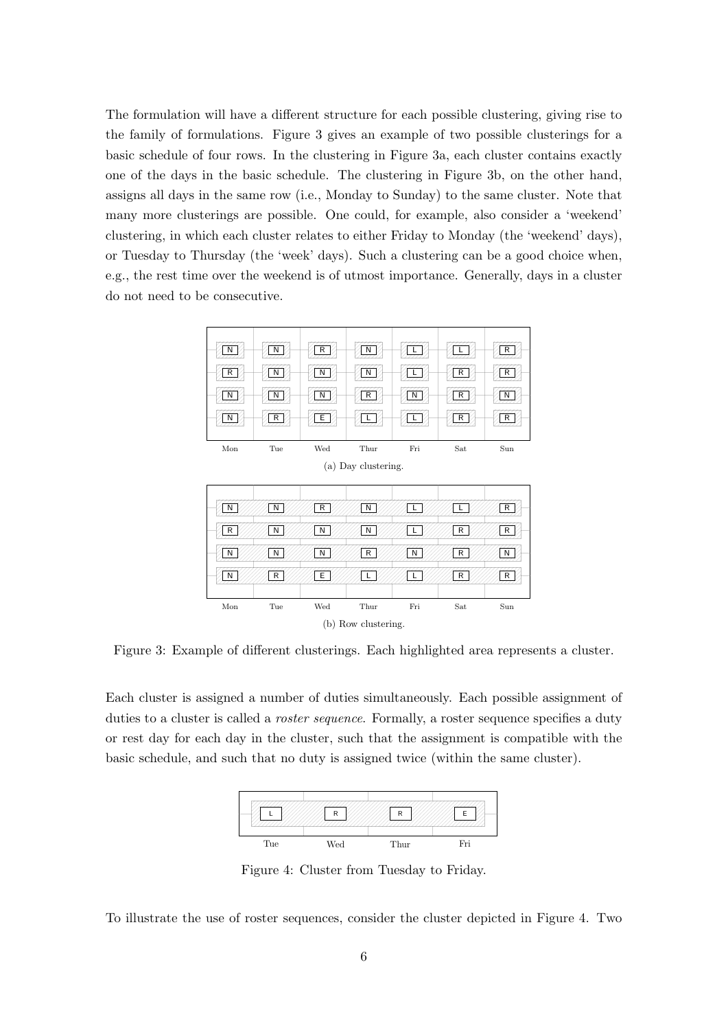The formulation will have a different structure for each possible clustering, giving rise to the family of formulations. Figure 3 gives an example of two possible clusterings for a basic schedule of four rows. In the clustering in Figure 3a, each cluster contains exactly one of the days in the basic schedule. The clustering in Figure 3b, on the other hand, assigns all days in the same row (i.e., Monday to Sunday) to the same cluster. Note that many more clusterings are possible. One could, for example, also consider a 'weekend' clustering, in which each cluster relates to either Friday to Monday (the 'weekend' days), or Tuesday to Thursday (the 'week' days). Such a clustering can be a good choice when, e.g., the rest time over the weekend is of utmost importance. Generally, days in a cluster do not need to be consecutive.

| Mon | Tue | Wed | Thur | Fri | Sat | Sun |
|---|---|---|---|---|---|---|
| N | N | R | N | L | L | R |
| R | N | N | N | L | R | R |
| N | N | N | R | N | R | N |
| N | R | E | L | L | R | R |

(a) Day clustering.

| Mon | Tue | Wed | Thur | Fri | Sat | Sun |
|---|---|---|---|---|---|---|
| N | N | R | N | L | L | R |
| R | N | N | N | L | R | R |
| N | N | N | R | N | R | N |
| N | R | E | L | L | R | R |

(b) Row clustering.

Figure 3: Example of different clusterings. Each highlighted area represents a cluster.

Each cluster is assigned a number of duties simultaneously. Each possible assignment of duties to a cluster is called a *roster sequence*. Formally, a roster sequence specifies a duty or rest day for each day in the cluster, such that the assignment is compatible with the basic schedule, and such that no duty is assigned twice (within the same cluster).

| Tue | Wed | Thur | Fri |
|---|---|---|---|
| L | R | R | E |

Figure 4: Cluster from Tuesday to Friday.

To illustrate the use of roster sequences, consider the cluster depicted in Figure 4. Two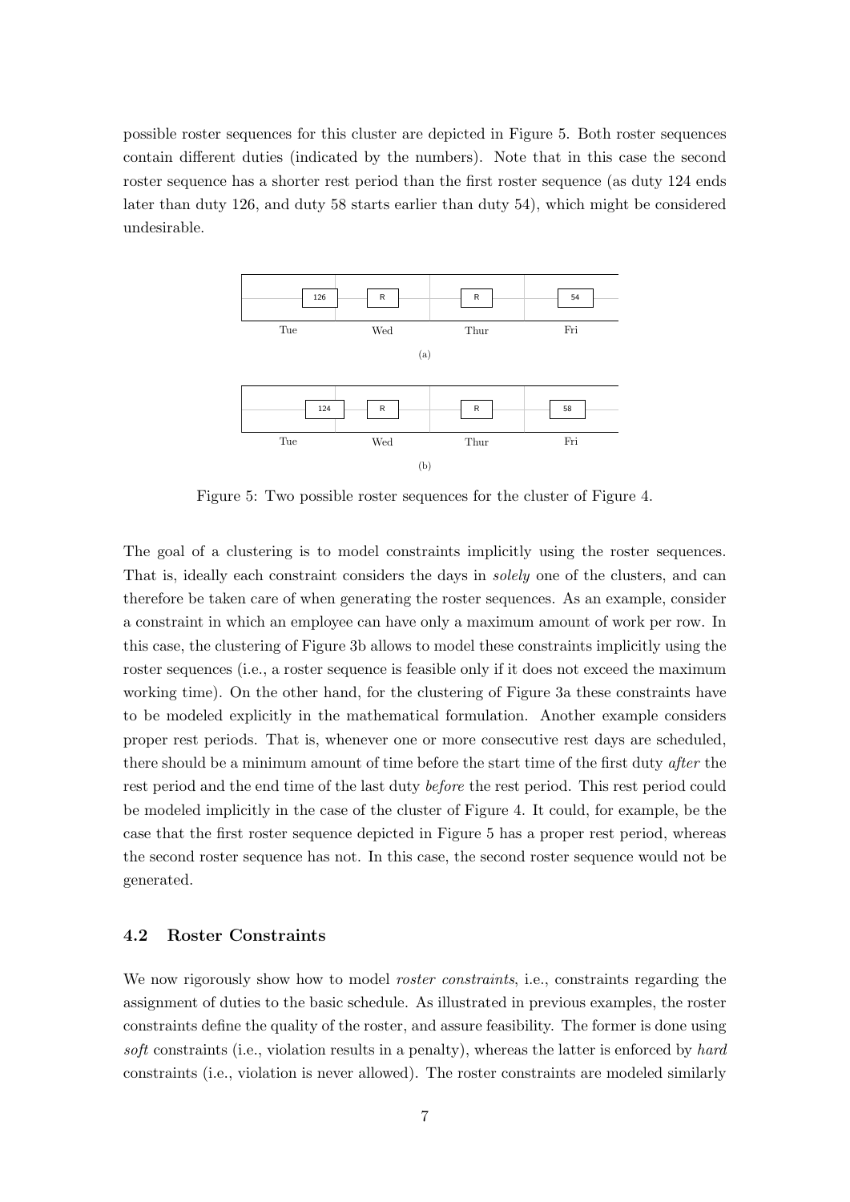possible roster sequences for this cluster are depicted in Figure 5. Both roster sequences contain different duties (indicated by the numbers). Note that in this case the second roster sequence has a shorter rest period than the first roster sequence (as duty 124 ends later than duty 126, and duty 58 starts earlier than duty 54), which might be considered undesirable.

Figure 5: Two possible roster sequences for the cluster of Figure 4.

The goal of a clustering is to model constraints implicitly using the roster sequences. That is, ideally each constraint considers the days in *solely* one of the clusters, and can therefore be taken care of when generating the roster sequences. As an example, consider a constraint in which an employee can have only a maximum amount of work per row. In this case, the clustering of Figure 3b allows to model these constraints implicitly using the roster sequences (i.e., a roster sequence is feasible only if it does not exceed the maximum working time). On the other hand, for the clustering of Figure 3a these constraints have to be modeled explicitly in the mathematical formulation. Another example considers proper rest periods. That is, whenever one or more consecutive rest days are scheduled, there should be a minimum amount of time before the start time of the first duty *after* the rest period and the end time of the last duty *before* the rest period. This rest period could be modeled implicitly in the case of the cluster of Figure 4. It could, for example, be the case that the first roster sequence depicted in Figure 5 has a proper rest period, whereas the second roster sequence has not. In this case, the second roster sequence would not be generated.

### 4.2 Roster Constraints

We now rigorously show how to model *roster constraints*, i.e., constraints regarding the assignment of duties to the basic schedule. As illustrated in previous examples, the roster constraints define the quality of the roster, and assure feasibility. The former is done using *soft* constraints (i.e., violation results in a penalty), whereas the latter is enforced by *hard* constraints (i.e., violation is never allowed). The roster constraints are modeled similarly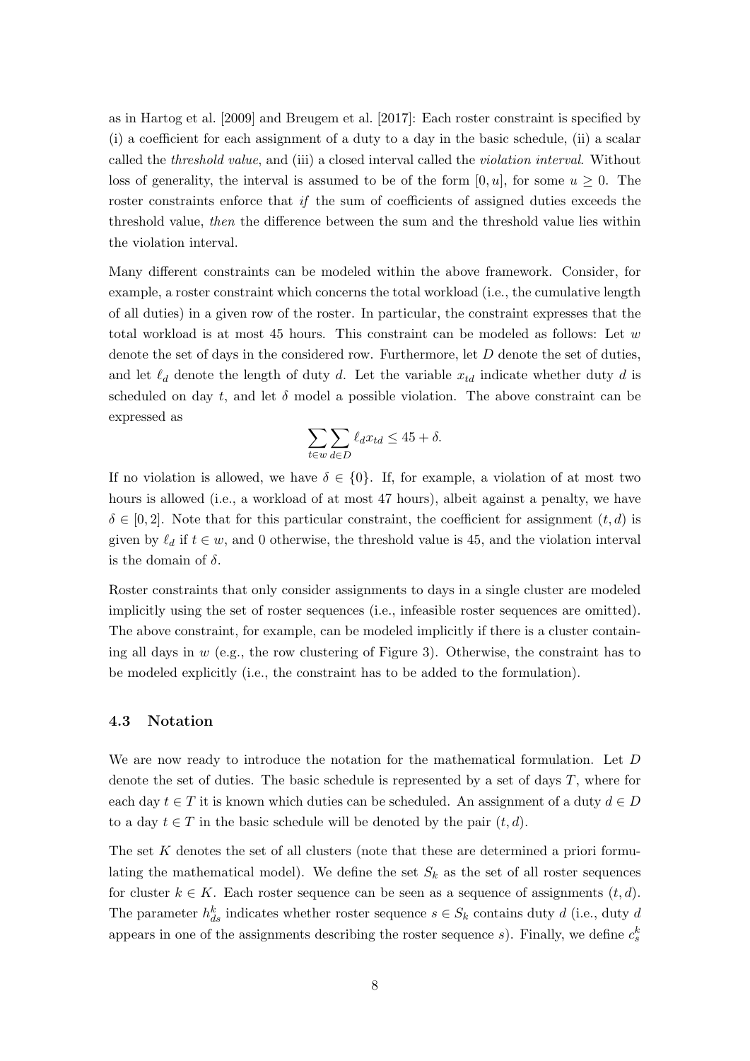as in Hartog et al. [2009] and Breugem et al. [2017]: Each roster constraint is specified by (i) a coefficient for each assignment of a duty to a day in the basic schedule, (ii) a scalar called the *threshold value*, and (iii) a closed interval called the *violation interval*. Without loss of generality, the interval is assumed to be of the form $[0, u]$, for some $u \geq 0$. The roster constraints enforce that *if* the sum of coefficients of assigned duties exceeds the threshold value, *then* the difference between the sum and the threshold value lies within the violation interval.

Many different constraints can be modeled within the above framework. Consider, for example, a roster constraint which concerns the total workload (i.e., the cumulative length of all duties) in a given row of the roster. In particular, the constraint expresses that the total workload is at most 45 hours. This constraint can be modeled as follows: Let $w$ denote the set of days in the considered row. Furthermore, let $D$ denote the set of duties, and let $\ell_d$ denote the length of duty $d$. Let the variable $x_{td}$ indicate whether duty $d$ is scheduled on day $t$, and let $\delta$ model a possible violation. The above constraint can be expressed as

$$\sum_{t \in w} \sum_{d \in D} \ell_d x_{td} \leq 45 + \delta.$$

If no violation is allowed, we have $\delta \in \{0\}$. If, for example, a violation of at most two hours is allowed (i.e., a workload of at most 47 hours), albeit against a penalty, we have $\delta \in [0, 2]$. Note that for this particular constraint, the coefficient for assignment $(t, d)$ is given by $\ell_d$ if $t \in w$, and 0 otherwise, the threshold value is 45, and the violation interval is the domain of $\delta$.

Roster constraints that only consider assignments to days in a single cluster are modeled implicitly using the set of roster sequences (i.e., infeasible roster sequences are omitted). The above constraint, for example, can be modeled implicitly if there is a cluster containing all days in $w$ (e.g., the row clustering of Figure 3). Otherwise, the constraint has to be modeled explicitly (i.e., the constraint has to be added to the formulation).

### 4.3 Notation

We are now ready to introduce the notation for the mathematical formulation. Let $D$ denote the set of duties. The basic schedule is represented by a set of days $T$, where for each day $t \in T$ it is known which duties can be scheduled. An assignment of a duty $d \in D$ to a day $t \in T$ in the basic schedule will be denoted by the pair $(t, d)$.

The set $K$ denotes the set of all clusters (note that these are determined a priori formulating the mathematical model). We define the set $S_k$ as the set of all roster sequences for cluster $k \in K$. Each roster sequence can be seen as a sequence of assignments $(t, d)$. The parameter $h^k_{ds}$ indicates whether roster sequence $s \in S_k$ contains duty $d$ (i.e., duty $d$ appears in one of the assignments describing the roster sequence $s$). Finally, we define $c^k_s$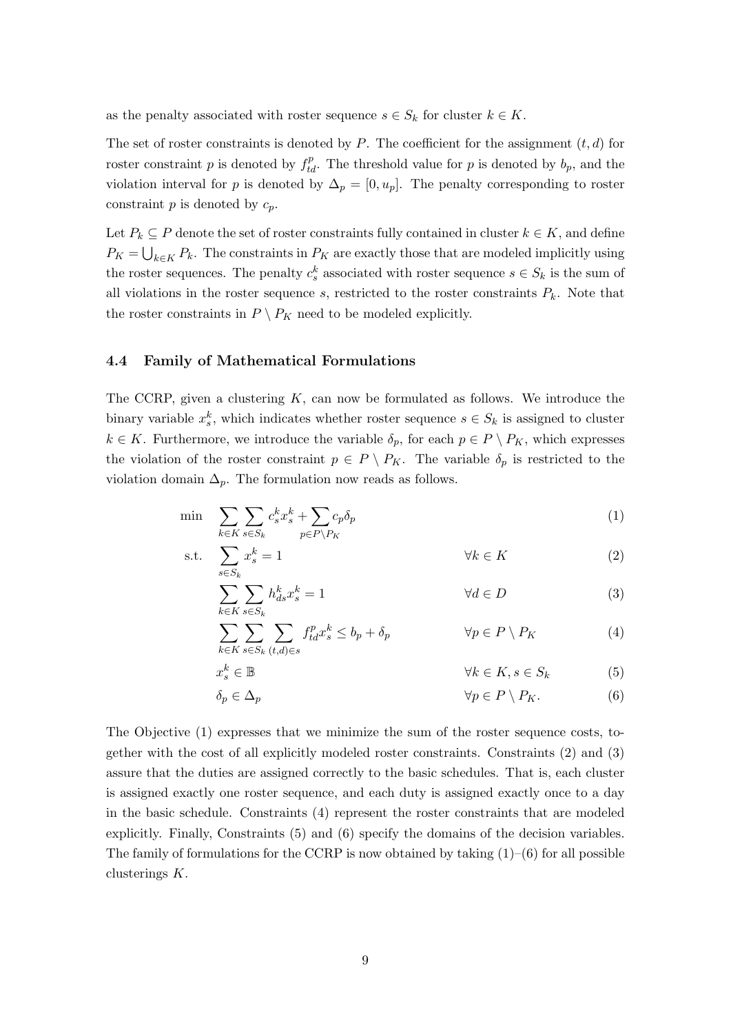as the penalty associated with roster sequence $s \in S_k$ for cluster $k \in K$.

The set of roster constraints is denoted by $P$. The coefficient for the assignment $(t, d)$ for roster constraint $p$ is denoted by $f^p_{td}$. The threshold value for $p$ is denoted by $b_p$, and the violation interval for $p$ is denoted by $\Delta_p = [0, u_p]$. The penalty corresponding to roster constraint $p$ is denoted by $c_p$.

Let $P_k \subseteq P$ denote the set of roster constraints fully contained in cluster $k \in K$, and define $P_K = \bigcup_{k \in K} P_k$. The constraints in $P_K$ are exactly those that are modeled implicitly using the roster sequences. The penalty $c^k_s$ associated with roster sequence $s \in S_k$ is the sum of all violations in the roster sequence $s$, restricted to the roster constraints $P_k$. Note that the roster constraints in $P \setminus P_K$ need to be modeled explicitly.

### 4.4 Family of Mathematical Formulations

The CCRP, given a clustering $K$, can now be formulated as follows. We introduce the binary variable $x^k_s$, which indicates whether roster sequence $s \in S_k$ is assigned to cluster $k \in K$. Furthermore, we introduce the variable $\delta_p$, for each $p \in P \setminus P_K$, which expresses the violation of the roster constraint $p \in P \setminus P_K$. The variable $\delta_p$ is restricted to the violation domain $\Delta_p$. The formulation now reads as follows.

$$
\begin{aligned}
\min \quad & \sum_{k \in K} \sum_{s \in S_k} c^k_s x^k_s + \sum_{p \in P \setminus P_K} c_p \delta_p && && (1) \\
\text{s.t.} \quad & \sum_{s \in S_k} x^k_s = 1 && \forall k \in K && (2) \\
& \sum_{k \in K} \sum_{s \in S_k} h^k_{ds} x^k_s = 1 && \forall d \in D && (3) \\
& \sum_{k \in K} \sum_{s \in S_k} \sum_{(t,d) \in s} f^p_{td} x^k_s \leq b_p + \delta_p && \forall p \in P \setminus P_K && (4) \\
& x^k_s \in \mathbb{B} && \forall k \in K, s \in S_k && (5) \\
& \delta_p \in \Delta_p && \forall p \in P \setminus P_K. && (6)
\end{aligned}
$$

The Objective (1) expresses that we minimize the sum of the roster sequence costs, together with the cost of all explicitly modeled roster constraints. Constraints (2) and (3) assure that the duties are assigned correctly to the basic schedules. That is, each cluster is assigned exactly one roster sequence, and each duty is assigned exactly once to a day in the basic schedule. Constraints (4) represent the roster constraints that are modeled explicitly. Finally, Constraints (5) and (6) specify the domains of the decision variables. The family of formulations for the CCRP is now obtained by taking (1)–(6) for all possible clusterings $K$.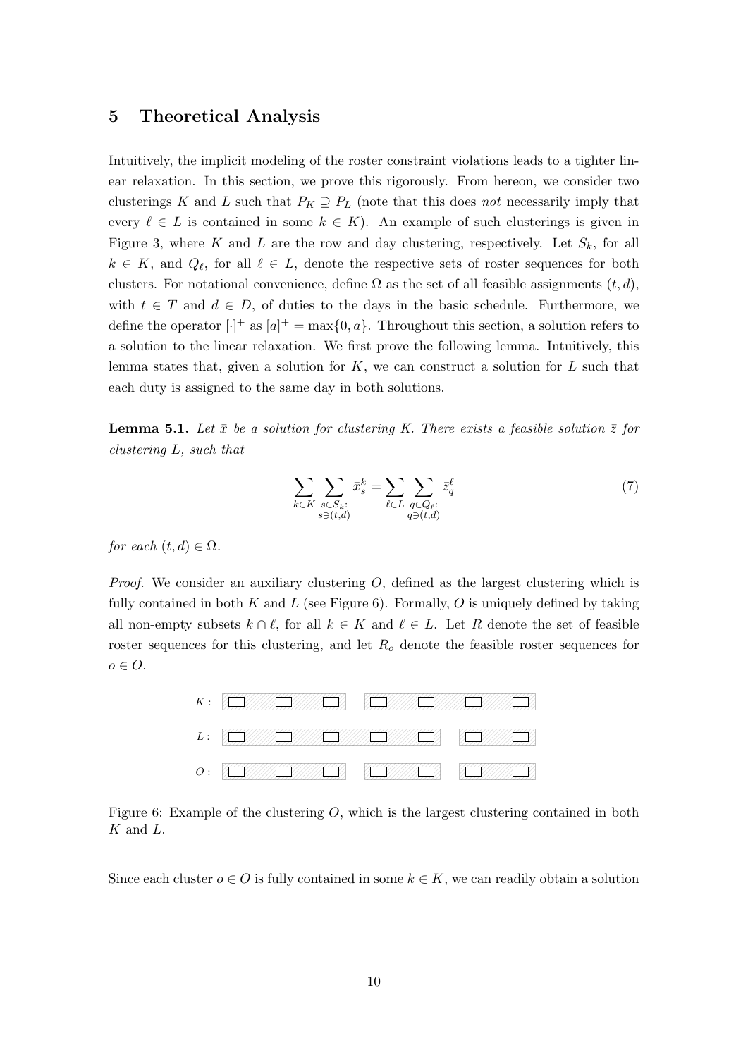## 5 Theoretical Analysis

Intuitively, the implicit modeling of the roster constraint violations leads to a tighter linear relaxation. In this section, we prove this rigorously. From hereon, we consider two clusterings $K$ and $L$ such that $P_K \supseteq P_L$ (note that this does *not* necessarily imply that every $\ell \in L$ is contained in some $k \in K$). An example of such clusterings is given in Figure 3, where $K$ and $L$ are the row and day clustering, respectively. Let $S_k$, for all $k \in K$, and $Q_\ell$, for all $\ell \in L$, denote the respective sets of roster sequences for both clusters. For notational convenience, define $\Omega$ as the set of all feasible assignments $(t, d)$, with $t \in T$ and $d \in D$, of duties to the days in the basic schedule. Furthermore, we define the operator $[\cdot]^+$ as $[a]^+ = \max\{0, a\}$. Throughout this section, a solution refers to a solution to the linear relaxation. We first prove the following lemma. Intuitively, this lemma states that, given a solution for $K$, we can construct a solution for $L$ such that each duty is assigned to the same day in both solutions.

**Lemma 5.1.** *Let $\bar{x}$ be a solution for clustering $K$. There exists a feasible solution $\bar{z}$ for clustering $L$, such that*

$$\sum_{k \in K} \sum_{\substack{s \in S_k: \\ s \ni (t,d)}} \bar{x}_s^k = \sum_{\ell \in L} \sum_{\substack{q \in Q_\ell: \\ q \ni (t,d)}} \bar{z}_q^\ell \tag{7}$$

*for each $(t, d) \in \Omega$.*

*Proof.* We consider an auxiliary clustering $O$, defined as the largest clustering which is fully contained in both $K$ and $L$ (see Figure 6). Formally, $O$ is uniquely defined by taking all non-empty subsets $k \cap \ell$, for all $k \in K$ and $\ell \in L$. Let $R$ denote the set of feasible roster sequences for this clustering, and let $R_o$ denote the feasible roster sequences for $o \in O$.

Figure 6: Example of the clustering $O$, which is the largest clustering contained in both $K$ and $L$.

Since each cluster $o \in O$ is fully contained in some $k \in K$, we can readily obtain a solution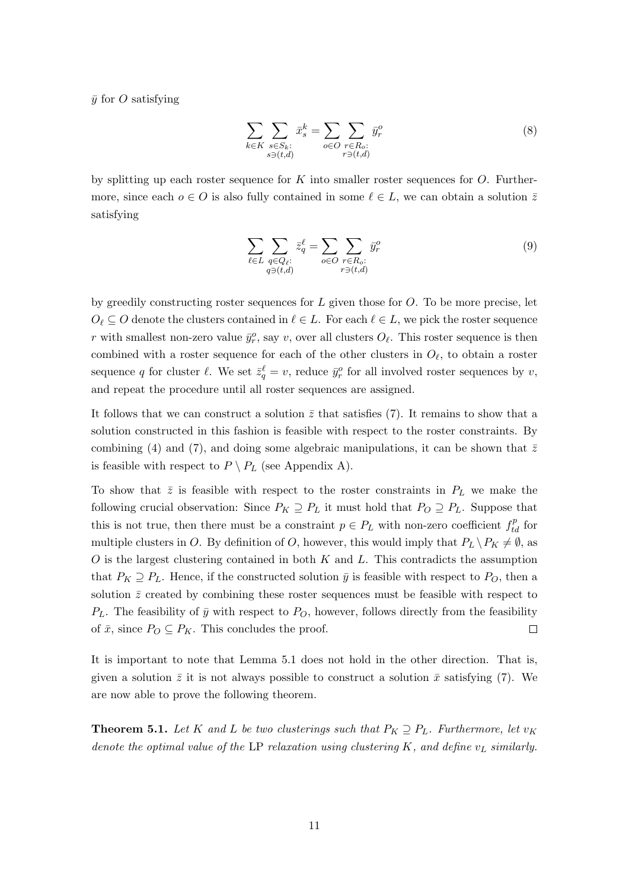$\bar{y}$ for $O$ satisfying

$$\sum_{k \in K} \sum_{\substack{s \in S_k: \\ s \ni (t,d)}} \bar{x}_s^k = \sum_{o \in O} \sum_{\substack{r \in R_o: \\ r \ni (t,d)}} \bar{y}_r^o \tag{8}$$

by splitting up each roster sequence for $K$ into smaller roster sequences for $O$. Furthermore, since each $o \in O$ is also fully contained in some $\ell \in L$, we can obtain a solution $\bar{z}$ satisfying

$$\sum_{\ell \in L} \sum_{\substack{q \in Q_\ell: \\ q \ni (t,d)}} \bar{z}_q^\ell = \sum_{o \in O} \sum_{\substack{r \in R_o: \\ r \ni (t,d)}} \bar{y}_r^o \tag{9}$$

by greedily constructing roster sequences for $L$ given those for $O$. To be more precise, let $O_\ell \subseteq O$ denote the clusters contained in $\ell \in L$. For each $\ell \in L$, we pick the roster sequence $r$ with smallest non-zero value $\bar{y}_r^o$, say $v$, over all clusters $O_\ell$. This roster sequence is then combined with a roster sequence for each of the other clusters in $O_\ell$, to obtain a roster sequence $q$ for cluster $\ell$. We set $\bar{z}_q^\ell = v$, reduce $\bar{y}_r^o$ for all involved roster sequences by $v$, and repeat the procedure until all roster sequences are assigned.

It follows that we can construct a solution $\bar{z}$ that satisfies (7). It remains to show that a solution constructed in this fashion is feasible with respect to the roster constraints. By combining (4) and (7), and doing some algebraic manipulations, it can be shown that $\bar{z}$ is feasible with respect to $P \setminus P_L$ (see Appendix A).

To show that $\bar{z}$ is feasible with respect to the roster constraints in $P_L$ we make the following crucial observation: Since $P_K \supseteq P_L$ it must hold that $P_O \supseteq P_L$. Suppose that this is not true, then there must be a constraint $p \in P_L$ with non-zero coefficient $f_{td}^p$ for multiple clusters in $O$. By definition of $O$, however, this would imply that $P_L \setminus P_K \neq \emptyset$, as $O$ is the largest clustering contained in both $K$ and $L$. This contradicts the assumption that $P_K \supseteq P_L$. Hence, if the constructed solution $\bar{y}$ is feasible with respect to $P_O$, then a solution $\bar{z}$ created by combining these roster sequences must be feasible with respect to $P_L$. The feasibility of $\bar{y}$ with respect to $P_O$, however, follows directly from the feasibility of $\bar{x}$, since $P_O \subseteq P_K$. This concludes the proof. $\square$

It is important to note that Lemma 5.1 does not hold in the other direction. That is, given a solution $\bar{z}$ it is not always possible to construct a solution $\bar{x}$ satisfying (7). We are now able to prove the following theorem.

**Theorem 5.1.** *Let $K$ and $L$ be two clusterings such that $P_K \supseteq P_L$. Furthermore, let $v_K$ denote the optimal value of the* LP *relaxation using clustering $K$, and define $v_L$ similarly.*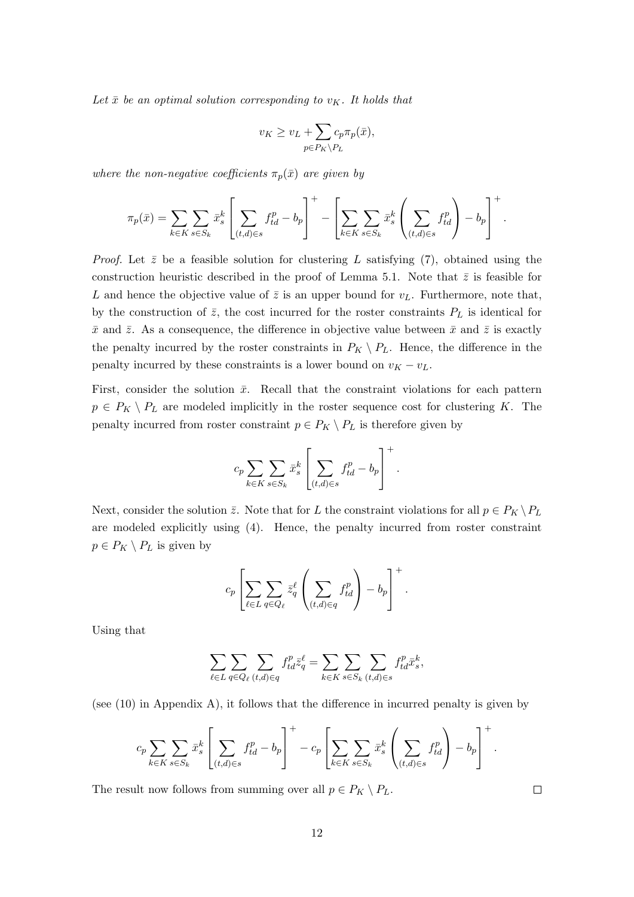*Let $\bar{x}$ be an optimal solution corresponding to $v_K$. It holds that*

$$v_K \geq v_L + \sum_{p \in P_K \setminus P_L} c_p \pi_p(\bar{x}),$$

*where the non-negative coefficients $\pi_p(\bar{x})$ are given by*

$$\pi_p(\bar{x}) = \sum_{k \in K} \sum_{s \in S_k} \bar{x}_s^k \left[ \sum_{(t,d) \in s} f_{td}^p - b_p \right]^+ - \left[ \sum_{k \in K} \sum_{s \in S_k} \bar{x}_s^k \left( \sum_{(t,d) \in s} f_{td}^p \right) - b_p \right]^+ .$$

*Proof.* Let $\bar{z}$ be a feasible solution for clustering $L$ satisfying (7), obtained using the construction heuristic described in the proof of Lemma 5.1. Note that $\bar{z}$ is feasible for $L$ and hence the objective value of $\bar{z}$ is an upper bound for $v_L$. Furthermore, note that, by the construction of $\bar{z}$, the cost incurred for the roster constraints $P_L$ is identical for $\bar{x}$ and $\bar{z}$. As a consequence, the difference in objective value between $\bar{x}$ and $\bar{z}$ is exactly the penalty incurred by the roster constraints in $P_K \setminus P_L$. Hence, the difference in the penalty incurred by these constraints is a lower bound on $v_K - v_L$.

First, consider the solution $\bar{x}$. Recall that the constraint violations for each pattern $p \in P_K \setminus P_L$ are modeled implicitly in the roster sequence cost for clustering $K$. The penalty incurred from roster constraint $p \in P_K \setminus P_L$ is therefore given by

$$c_p \sum_{k \in K} \sum_{s \in S_k} \bar{x}_s^k \left[ \sum_{(t,d) \in s} f_{td}^p - b_p \right]^+ .$$

Next, consider the solution $\bar{z}$. Note that for $L$ the constraint violations for all $p \in P_K \setminus P_L$ are modeled explicitly using (4). Hence, the penalty incurred from roster constraint $p \in P_K \setminus P_L$ is given by

$$c_p \left[ \sum_{\ell \in L} \sum_{q \in Q_\ell} \bar{z}_q^\ell \left( \sum_{(t,d) \in q} f_{td}^p \right) - b_p \right]^+ .$$

Using that

$$\sum_{\ell \in L} \sum_{q \in Q_\ell} \sum_{(t,d) \in q} f_{td}^p \bar{z}_q^\ell = \sum_{k \in K} \sum_{s \in S_k} \sum_{(t,d) \in s} f_{td}^p \bar{x}_s^k,$$

(see (10) in Appendix A), it follows that the difference in incurred penalty is given by

$$c_p \sum_{k \in K} \sum_{s \in S_k} \bar{x}_s^k \left[ \sum_{(t,d) \in s} f_{td}^p - b_p \right]^+ - c_p \left[ \sum_{k \in K} \sum_{s \in S_k} \bar{x}_s^k \left( \sum_{(t,d) \in s} f_{td}^p \right) - b_p \right]^+ .$$

The result now follows from summing over all $p \in P_K \setminus P_L$. $\square$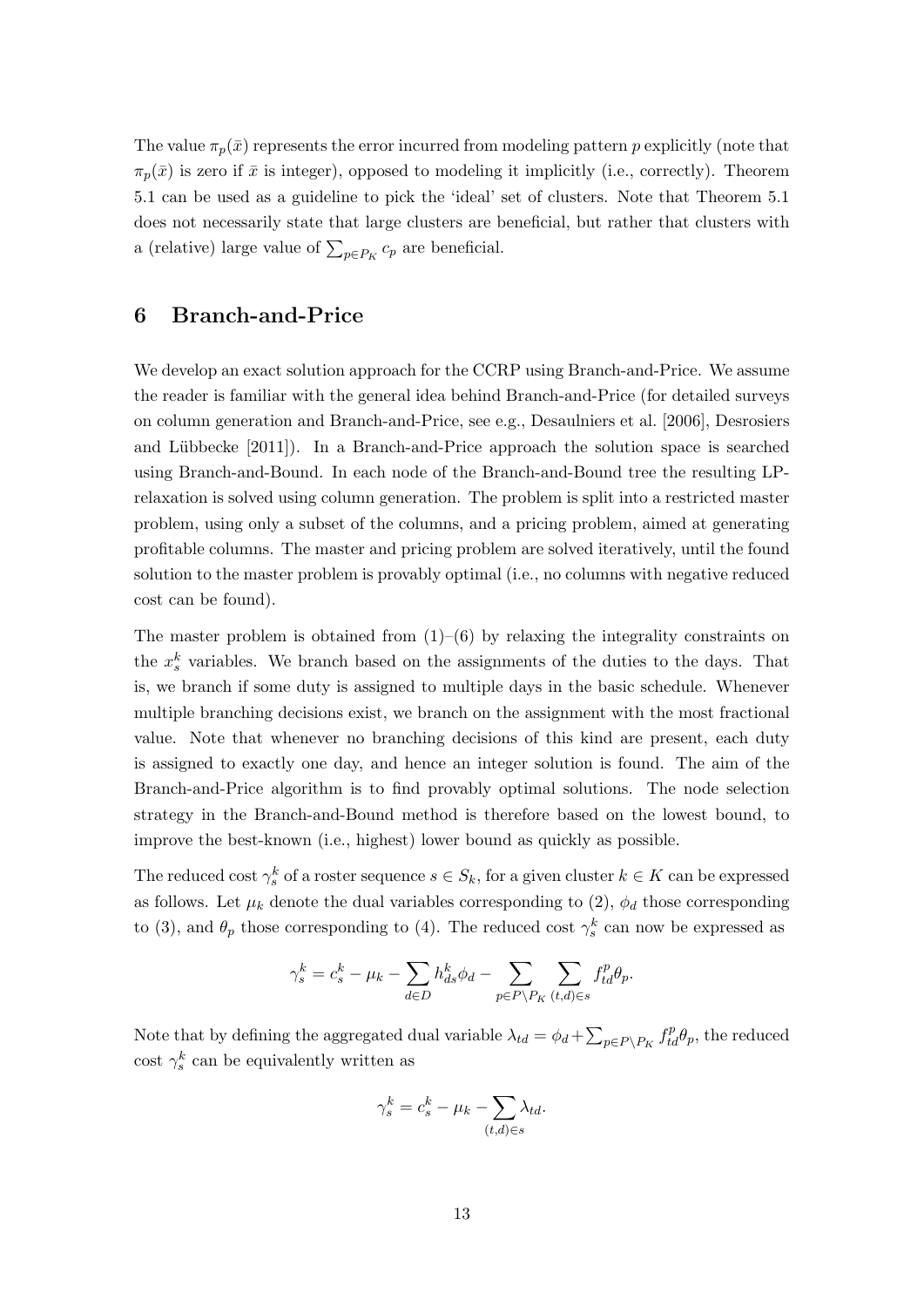The value $\pi_p(\bar{x})$ represents the error incurred from modeling pattern $p$ explicitly (note that $\pi_p(\bar{x})$ is zero if $\bar{x}$ is integer), opposed to modeling it implicitly (i.e., correctly). Theorem 5.1 can be used as a guideline to pick the 'ideal' set of clusters. Note that Theorem 5.1 does not necessarily state that large clusters are beneficial, but rather that clusters with a (relative) large value of $\sum_{p \in P_K} c_p$ are beneficial.

## 6 Branch-and-Price

We develop an exact solution approach for the CCRP using Branch-and-Price. We assume the reader is familiar with the general idea behind Branch-and-Price (for detailed surveys on column generation and Branch-and-Price, see e.g., Desaulniers et al. [2006], Desrosiers and Lübbecke [2011]). In a Branch-and-Price approach the solution space is searched using Branch-and-Bound. In each node of the Branch-and-Bound tree the resulting LP-relaxation is solved using column generation. The problem is split into a restricted master problem, using only a subset of the columns, and a pricing problem, aimed at generating profitable columns. The master and pricing problem are solved iteratively, until the found solution to the master problem is provably optimal (i.e., no columns with negative reduced cost can be found).

The master problem is obtained from (1)–(6) by relaxing the integrality constraints on the $x_s^k$ variables. We branch based on the assignments of the duties to the days. That is, we branch if some duty is assigned to multiple days in the basic schedule. Whenever multiple branching decisions exist, we branch on the assignment with the most fractional value. Note that whenever no branching decisions of this kind are present, each duty is assigned to exactly one day, and hence an integer solution is found. The aim of the Branch-and-Price algorithm is to find provably optimal solutions. The node selection strategy in the Branch-and-Bound method is therefore based on the lowest bound, to improve the best-known (i.e., highest) lower bound as quickly as possible.

The reduced cost $\gamma_s^k$ of a roster sequence $s \in S_k$, for a given cluster $k \in K$ can be expressed as follows. Let $\mu_k$ denote the dual variables corresponding to (2), $\phi_d$ those corresponding to (3), and $\theta_p$ those corresponding to (4). The reduced cost $\gamma_s^k$ can now be expressed as

$$\gamma_s^k = c_s^k - \mu_k - \sum_{d \in D} h_{ds}^k \phi_d - \sum_{p \in P \setminus P_K} \sum_{(t,d) \in s} f_{td}^p \theta_p.$$

Note that by defining the aggregated dual variable $\lambda_{td} = \phi_d + \sum_{p \in P \setminus P_K} f_{td}^p \theta_p$, the reduced cost $\gamma_s^k$ can be equivalently written as

$$\gamma_s^k = c_s^k - \mu_k - \sum_{(t,d) \in s} \lambda_{td}.$$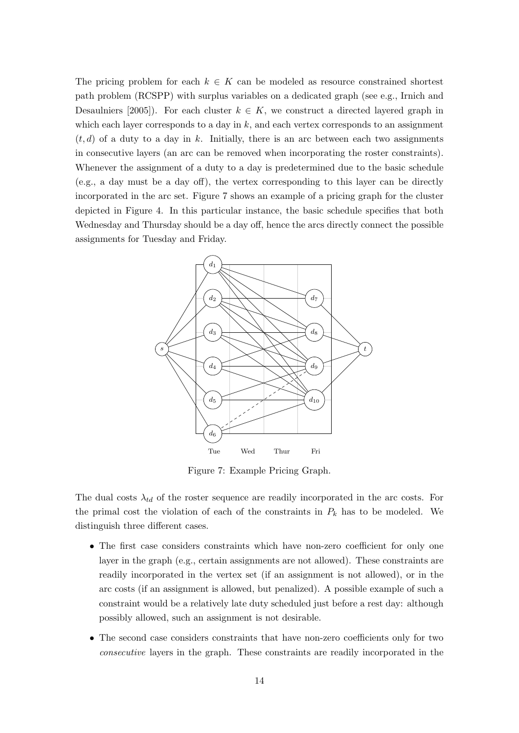The pricing problem for each $k \in K$ can be modeled as resource constrained shortest path problem (RCSPP) with surplus variables on a dedicated graph (see e.g., Irnich and Desaulniers [2005]). For each cluster $k \in K$, we construct a directed layered graph in which each layer corresponds to a day in $k$, and each vertex corresponds to an assignment $(t, d)$ of a duty to a day in $k$. Initially, there is an arc between each two assignments in consecutive layers (an arc can be removed when incorporating the roster constraints). Whenever the assignment of a duty to a day is predetermined due to the basic schedule (e.g., a day must be a day off), the vertex corresponding to this layer can be directly incorporated in the arc set. Figure 7 shows an example of a pricing graph for the cluster depicted in Figure 4. In this particular instance, the basic schedule specifies that both Wednesday and Thursday should be a day off, hence the arcs directly connect the possible assignments for Tuesday and Friday.

Figure 7: Example Pricing Graph.

The dual costs $\lambda_{td}$ of the roster sequence are readily incorporated in the arc costs. For the primal cost the violation of each of the constraints in $P_k$ has to be modeled. We distinguish three different cases.

- The first case considers constraints which have non-zero coefficient for only one layer in the graph (e.g., certain assignments are not allowed). These constraints are readily incorporated in the vertex set (if an assignment is not allowed), or in the arc costs (if an assignment is allowed, but penalized). A possible example of such a constraint would be a relatively late duty scheduled just before a rest day: although possibly allowed, such an assignment is not desirable.
- The second case considers constraints that have non-zero coefficients only for two *consecutive* layers in the graph. These constraints are readily incorporated in the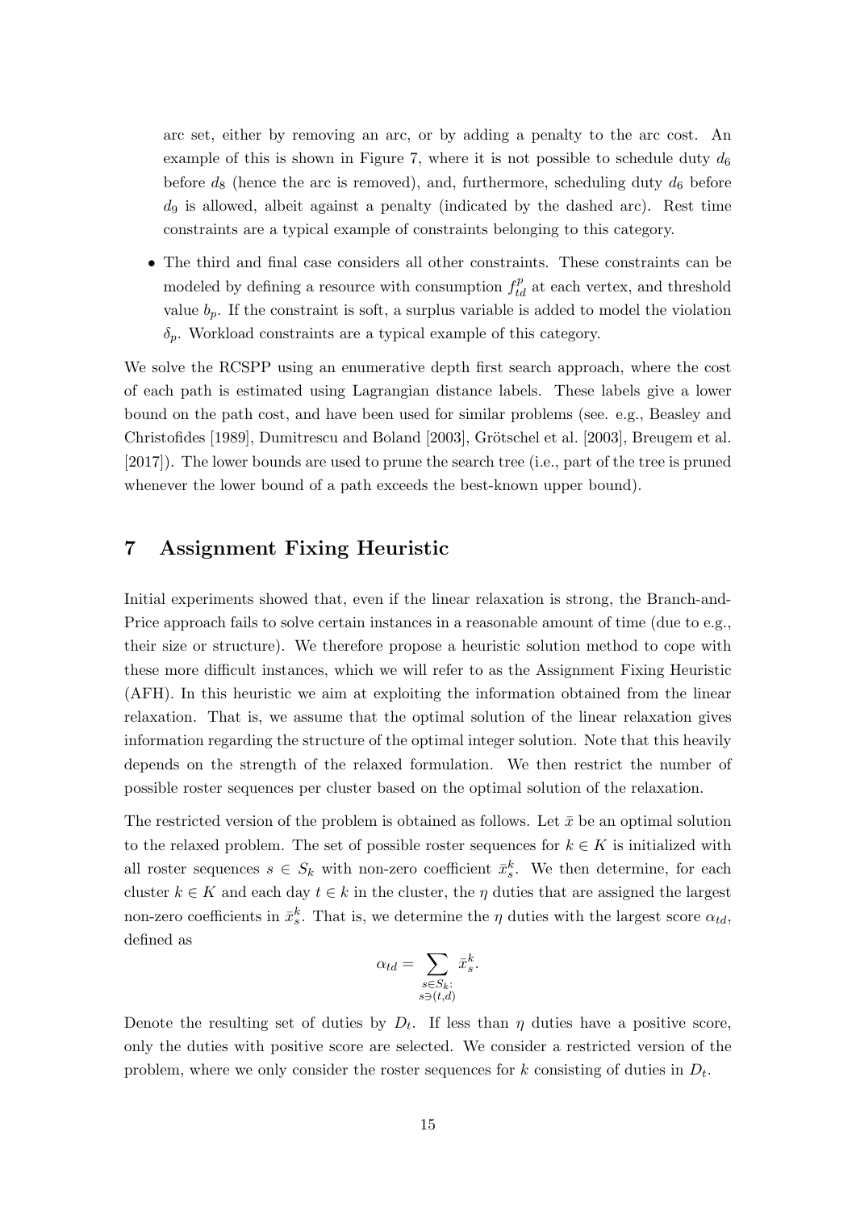arc set, either by removing an arc, or by adding a penalty to the arc cost. An example of this is shown in Figure 7, where it is not possible to schedule duty $d_6$ before $d_8$ (hence the arc is removed), and, furthermore, scheduling duty $d_6$ before $d_9$ is allowed, albeit against a penalty (indicated by the dashed arc). Rest time constraints are a typical example of constraints belonging to this category.

- The third and final case considers all other constraints. These constraints can be modeled by defining a resource with consumption $f_{td}^p$ at each vertex, and threshold value $b_p$. If the constraint is soft, a surplus variable is added to model the violation $\delta_p$. Workload constraints are a typical example of this category.

We solve the RCSPP using an enumerative depth first search approach, where the cost of each path is estimated using Lagrangian distance labels. These labels give a lower bound on the path cost, and have been used for similar problems (see. e.g., Beasley and Christofides [1989], Dumitrescu and Boland [2003], Grötschel et al. [2003], Breugem et al. [2017]). The lower bounds are used to prune the search tree (i.e., part of the tree is pruned whenever the lower bound of a path exceeds the best-known upper bound).

# 7 Assignment Fixing Heuristic

Initial experiments showed that, even if the linear relaxation is strong, the Branch-and-Price approach fails to solve certain instances in a reasonable amount of time (due to e.g., their size or structure). We therefore propose a heuristic solution method to cope with these more difficult instances, which we will refer to as the Assignment Fixing Heuristic (AFH). In this heuristic we aim at exploiting the information obtained from the linear relaxation. That is, we assume that the optimal solution of the linear relaxation gives information regarding the structure of the optimal integer solution. Note that this heavily depends on the strength of the relaxed formulation. We then restrict the number of possible roster sequences per cluster based on the optimal solution of the relaxation.

The restricted version of the problem is obtained as follows. Let $\bar{x}$ be an optimal solution to the relaxed problem. The set of possible roster sequences for $k \in K$ is initialized with all roster sequences $s \in S_k$ with non-zero coefficient $\bar{x}_s^k$. We then determine, for each cluster $k \in K$ and each day $t \in k$ in the cluster, the $\eta$ duties that are assigned the largest non-zero coefficients in $\bar{x}_s^k$. That is, we determine the $\eta$ duties with the largest score $\alpha_{td}$, defined as

$$\alpha_{td} = \sum_{\substack{s \in S_k: \\ s \ni (t,d)}} \bar{x}_s^k.$$

Denote the resulting set of duties by $D_t$. If less than $\eta$ duties have a positive score, only the duties with positive score are selected. We consider a restricted version of the problem, where we only consider the roster sequences for $k$ consisting of duties in $D_t$.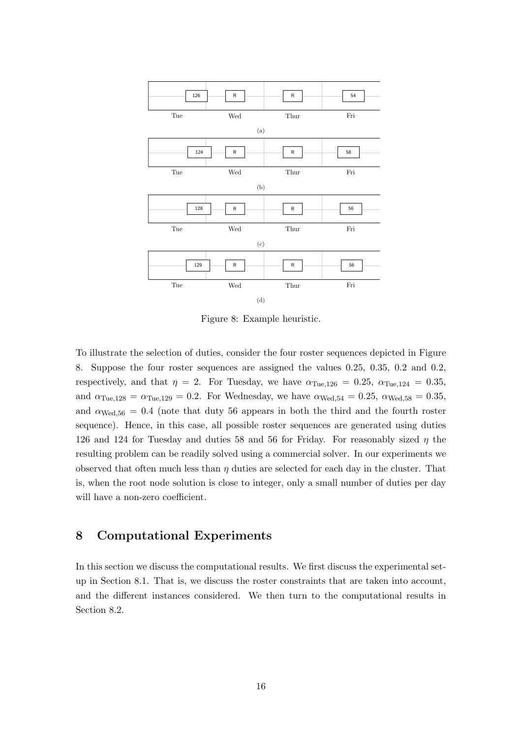Figure 8: Example heuristic.

To illustrate the selection of duties, consider the four roster sequences depicted in Figure 8. Suppose the four roster sequences are assigned the values 0.25, 0.35, 0.2 and 0.2, respectively, and that $\eta = 2$. For Tuesday, we have $\alpha_{\text{Tue},126} = 0.25$, $\alpha_{\text{Tue},124} = 0.35$, and $\alpha_{\text{Tue},128} = \alpha_{\text{Tue},129} = 0.2$. For Wednesday, we have $\alpha_{\text{Wed},54} = 0.25$, $\alpha_{\text{Wed},58} = 0.35$, and $\alpha_{\text{Wed},56} = 0.4$ (note that duty 56 appears in both the third and the fourth roster sequence). Hence, in this case, all possible roster sequences are generated using duties 126 and 124 for Tuesday and duties 58 and 56 for Friday. For reasonably sized $\eta$ the resulting problem can be readily solved using a commercial solver. In our experiments we observed that often much less than $\eta$ duties are selected for each day in the cluster. That is, when the root node solution is close to integer, only a small number of duties per day will have a non-zero coefficient.

## 8 Computational Experiments

In this section we discuss the computational results. We first discuss the experimental set-up in Section 8.1. That is, we discuss the roster constraints that are taken into account, and the different instances considered. We then turn to the computational results in Section 8.2.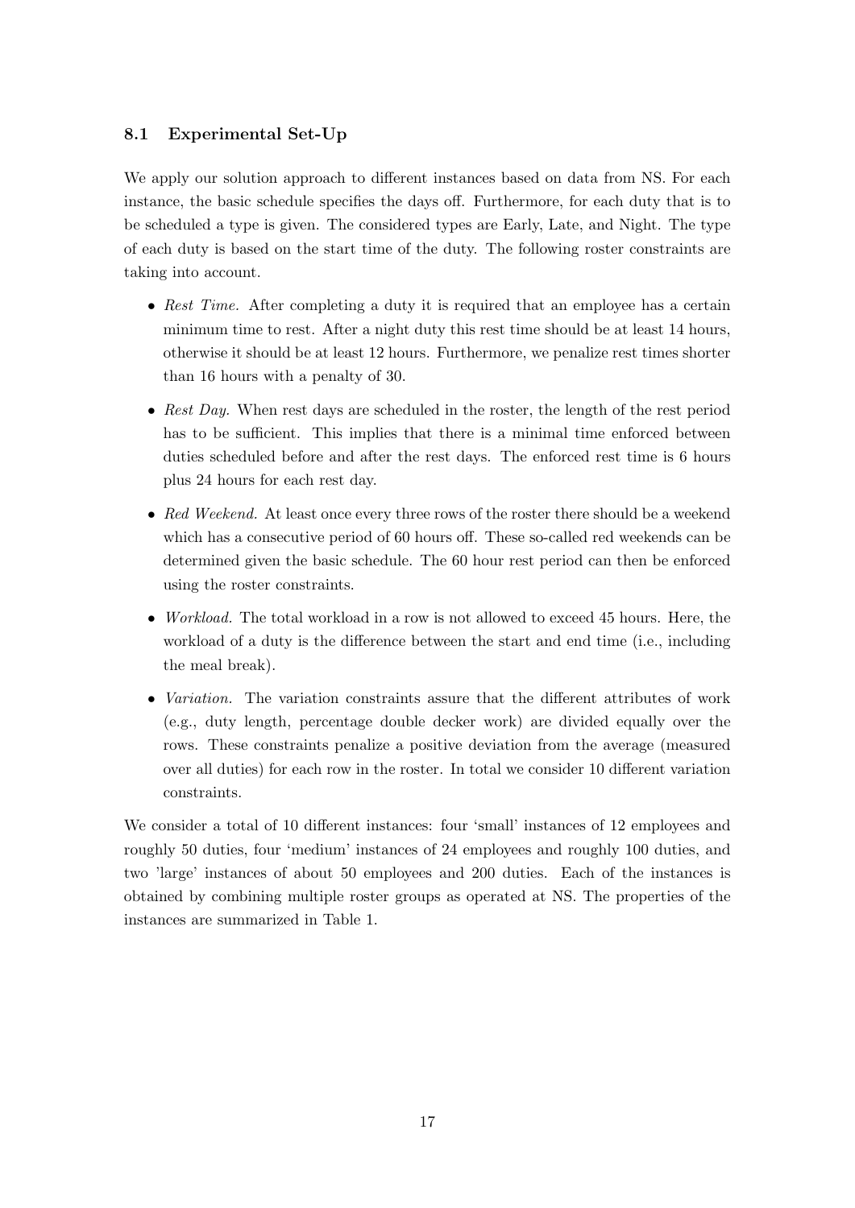### 8.1 Experimental Set-Up

We apply our solution approach to different instances based on data from NS. For each instance, the basic schedule specifies the days off. Furthermore, for each duty that is to be scheduled a type is given. The considered types are Early, Late, and Night. The type of each duty is based on the start time of the duty. The following roster constraints are taking into account.

- *Rest Time.* After completing a duty it is required that an employee has a certain minimum time to rest. After a night duty this rest time should be at least 14 hours, otherwise it should be at least 12 hours. Furthermore, we penalize rest times shorter than 16 hours with a penalty of 30.
- *Rest Day.* When rest days are scheduled in the roster, the length of the rest period has to be sufficient. This implies that there is a minimal time enforced between duties scheduled before and after the rest days. The enforced rest time is 6 hours plus 24 hours for each rest day.
- *Red Weekend.* At least once every three rows of the roster there should be a weekend which has a consecutive period of 60 hours off. These so-called red weekends can be determined given the basic schedule. The 60 hour rest period can then be enforced using the roster constraints.
- *Workload.* The total workload in a row is not allowed to exceed 45 hours. Here, the workload of a duty is the difference between the start and end time (i.e., including the meal break).
- *Variation.* The variation constraints assure that the different attributes of work (e.g., duty length, percentage double decker work) are divided equally over the rows. These constraints penalize a positive deviation from the average (measured over all duties) for each row in the roster. In total we consider 10 different variation constraints.

We consider a total of 10 different instances: four 'small' instances of 12 employees and roughly 50 duties, four 'medium' instances of 24 employees and roughly 100 duties, and two 'large' instances of about 50 employees and 200 duties. Each of the instances is obtained by combining multiple roster groups as operated at NS. The properties of the instances are summarized in Table 1.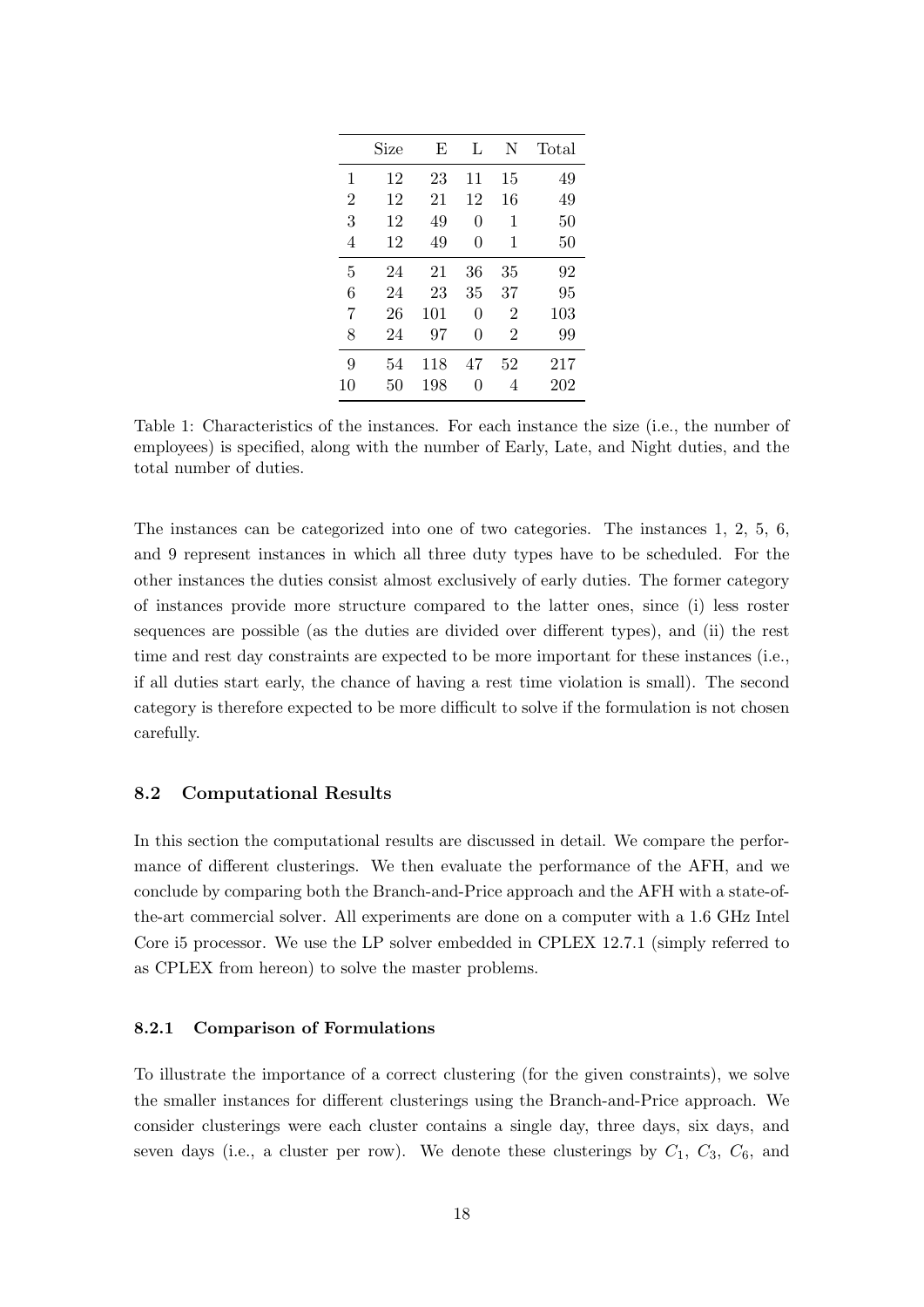| | Size | E | L | N | Total |
|---|---|---|---|---|---|
| 1 | 12 | 23 | 11 | 15 | 49 |
| 2 | 12 | 21 | 12 | 16 | 49 |
| 3 | 12 | 49 | 0 | 1 | 50 |
| 4 | 12 | 49 | 0 | 1 | 50 |
| 5 | 24 | 21 | 36 | 35 | 92 |
| 6 | 24 | 23 | 35 | 37 | 95 |
| 7 | 26 | 101 | 0 | 2 | 103 |
| 8 | 24 | 97 | 0 | 2 | 99 |
| 9 | 54 | 118 | 47 | 52 | 217 |
| 10 | 50 | 198 | 0 | 4 | 202 |

Table 1: Characteristics of the instances. For each instance the size (i.e., the number of employees) is specified, along with the number of Early, Late, and Night duties, and the total number of duties.

The instances can be categorized into one of two categories. The instances 1, 2, 5, 6, and 9 represent instances in which all three duty types have to be scheduled. For the other instances the duties consist almost exclusively of early duties. The former category of instances provide more structure compared to the latter ones, since (i) less roster sequences are possible (as the duties are divided over different types), and (ii) the rest time and rest day constraints are expected to be more important for these instances (i.e., if all duties start early, the chance of having a rest time violation is small). The second category is therefore expected to be more difficult to solve if the formulation is not chosen carefully.

### 8.2 Computational Results

In this section the computational results are discussed in detail. We compare the performance of different clusterings. We then evaluate the performance of the AFH, and we conclude by comparing both the Branch-and-Price approach and the AFH with a state-of-the-art commercial solver. All experiments are done on a computer with a 1.6 GHz Intel Core i5 processor. We use the LP solver embedded in CPLEX 12.7.1 (simply referred to as CPLEX from hereon) to solve the master problems.

#### 8.2.1 Comparison of Formulations

To illustrate the importance of a correct clustering (for the given constraints), we solve the smaller instances for different clusterings using the Branch-and-Price approach. We consider clusterings were each cluster contains a single day, three days, six days, and seven days (i.e., a cluster per row). We denote these clusterings by $C_1$, $C_3$, $C_6$, and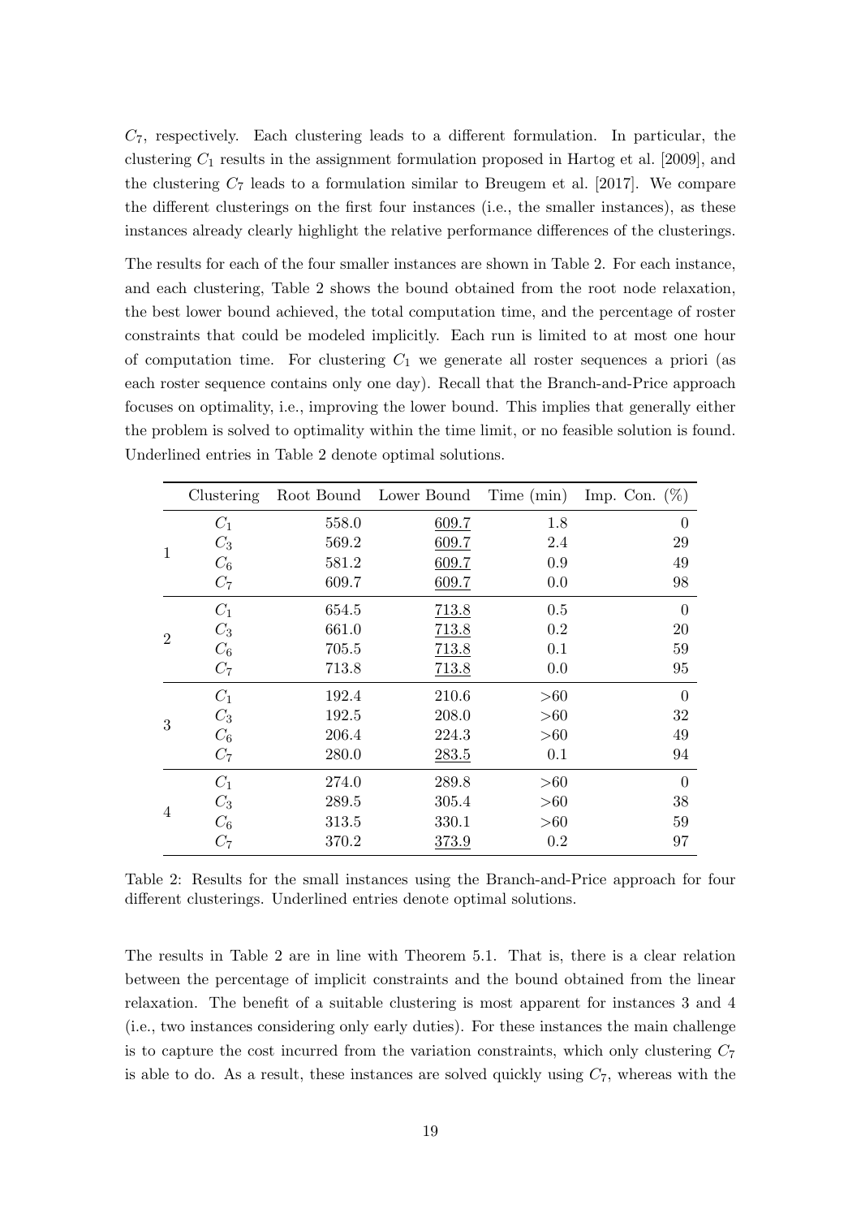$C_7$, respectively. Each clustering leads to a different formulation. In particular, the clustering $C_1$ results in the assignment formulation proposed in Hartog et al. [2009], and the clustering $C_7$ leads to a formulation similar to Breugem et al. [2017]. We compare the different clusterings on the first four instances (i.e., the smaller instances), as these instances already clearly highlight the relative performance differences of the clusterings.

The results for each of the four smaller instances are shown in Table 2. For each instance, and each clustering, Table 2 shows the bound obtained from the root node relaxation, the best lower bound achieved, the total computation time, and the percentage of roster constraints that could be modeled implicitly. Each run is limited to at most one hour of computation time. For clustering $C_1$ we generate all roster sequences a priori (as each roster sequence contains only one day). Recall that the Branch-and-Price approach focuses on optimality, i.e., improving the lower bound. This implies that generally either the problem is solved to optimality within the time limit, or no feasible solution is found. Underlined entries in Table 2 denote optimal solutions.

| | Clustering | Root Bound | Lower Bound | Time (min) | Imp. Con. (%) |
|---|---|---|---|---|---|
| 1 | $C_1$ | 558.0 | <u>609.7</u> | 1.8 | 0 |
| | $C_3$ | 569.2 | <u>609.7</u> | 2.4 | 29 |
| | $C_6$ | 581.2 | <u>609.7</u> | 0.9 | 49 |
| | $C_7$ | 609.7 | <u>609.7</u> | 0.0 | 98 |
| 2 | $C_1$ | 654.5 | <u>713.8</u> | 0.5 | 0 |
| | $C_3$ | 661.0 | <u>713.8</u> | 0.2 | 20 |
| | $C_6$ | 705.5 | <u>713.8</u> | 0.1 | 59 |
| | $C_7$ | 713.8 | <u>713.8</u> | 0.0 | 95 |
| 3 | $C_1$ | 192.4 | 210.6 | >60 | 0 |
| | $C_3$ | 192.5 | 208.0 | >60 | 32 |
| | $C_6$ | 206.4 | 224.3 | >60 | 49 |
| | $C_7$ | 280.0 | <u>283.5</u> | 0.1 | 94 |
| 4 | $C_1$ | 274.0 | 289.8 | >60 | 0 |
| | $C_3$ | 289.5 | 305.4 | >60 | 38 |
| | $C_6$ | 313.5 | 330.1 | >60 | 59 |
| | $C_7$ | 370.2 | <u>373.9</u> | 0.2 | 97 |

Table 2: Results for the small instances using the Branch-and-Price approach for four different clusterings. Underlined entries denote optimal solutions.

The results in Table 2 are in line with Theorem 5.1. That is, there is a clear relation between the percentage of implicit constraints and the bound obtained from the linear relaxation. The benefit of a suitable clustering is most apparent for instances 3 and 4 (i.e., two instances considering only early duties). For these instances the main challenge is to capture the cost incurred from the variation constraints, which only clustering $C_7$ is able to do. As a result, these instances are solved quickly using $C_7$, whereas with the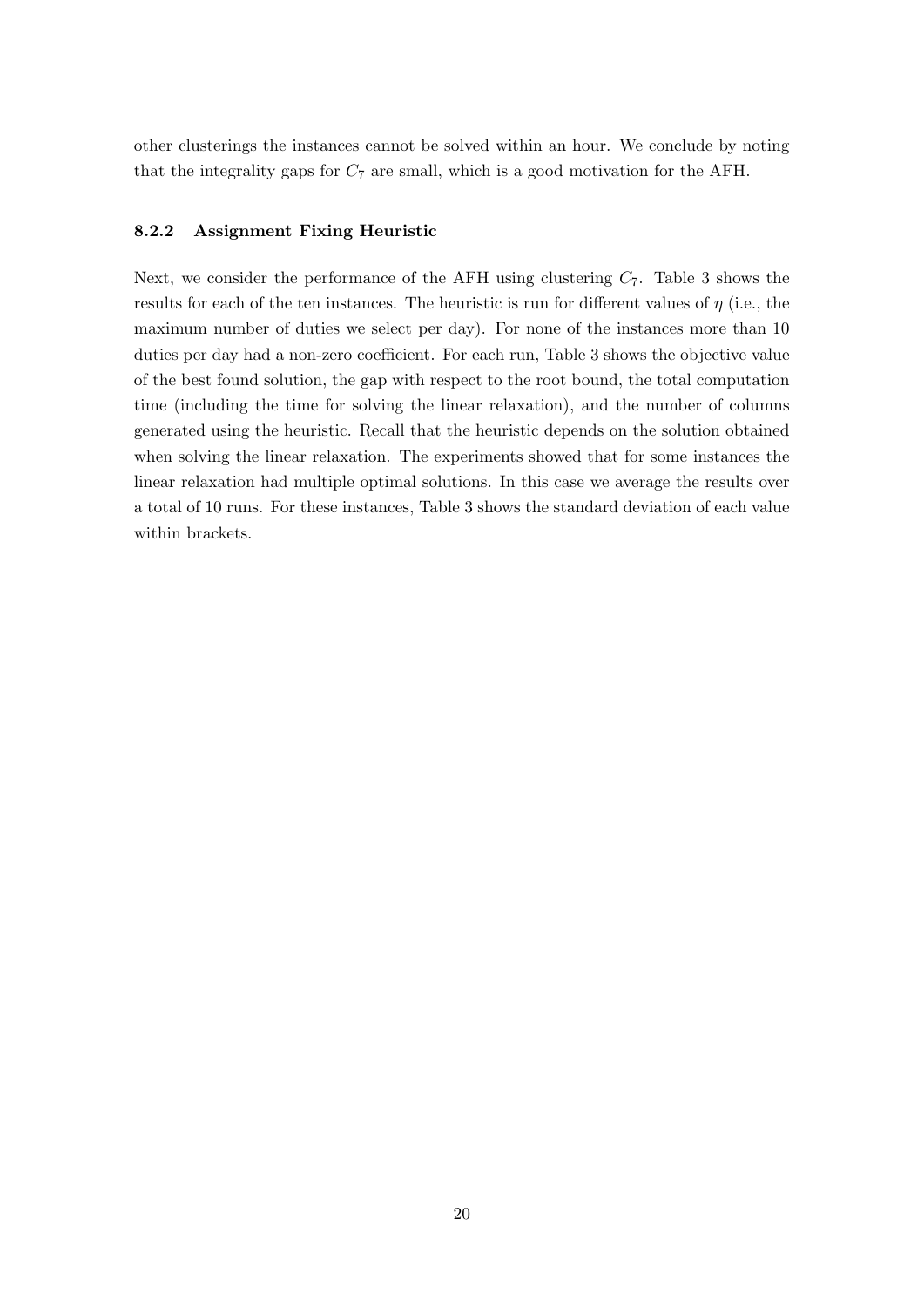other clusterings the instances cannot be solved within an hour. We conclude by noting that the integrality gaps for $C_7$ are small, which is a good motivation for the AFH.

#### 8.2.2 Assignment Fixing Heuristic

Next, we consider the performance of the AFH using clustering $C_7$. Table 3 shows the results for each of the ten instances. The heuristic is run for different values of $\eta$ (i.e., the maximum number of duties we select per day). For none of the instances more than 10 duties per day had a non-zero coefficient. For each run, Table 3 shows the objective value of the best found solution, the gap with respect to the root bound, the total computation time (including the time for solving the linear relaxation), and the number of columns generated using the heuristic. Recall that the heuristic depends on the solution obtained when solving the linear relaxation. The experiments showed that for some instances the linear relaxation had multiple optimal solutions. In this case we average the results over a total of 10 runs. For these instances, Table 3 shows the standard deviation of each value within brackets.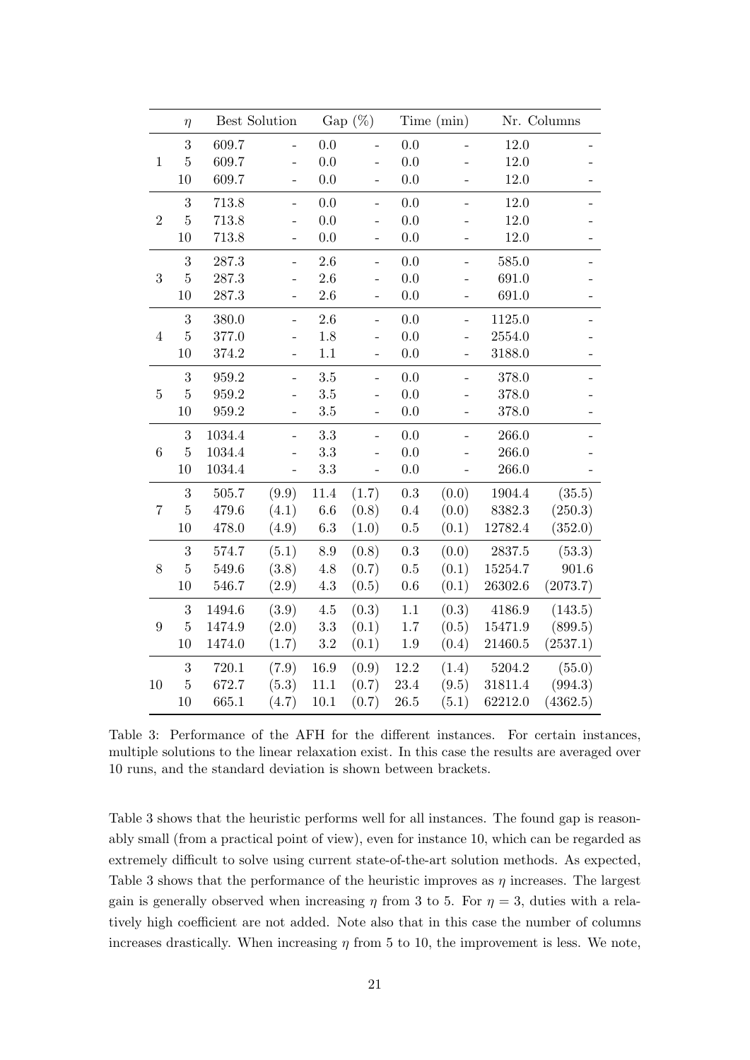| | $\eta$ | Best Solution | | Gap (%) | | Time (min) | | Nr. Columns | |
|---|---|---|---|---|---|---|---|---|---|
| 1 | 3 | 609.7 | - | 0.0 | - | 0.0 | - | 12.0 | - |
| | 5 | 609.7 | - | 0.0 | - | 0.0 | - | 12.0 | - |
| | 10 | 609.7 | - | 0.0 | - | 0.0 | - | 12.0 | - |
| 2 | 3 | 713.8 | - | 0.0 | - | 0.0 | - | 12.0 | - |
| | 5 | 713.8 | - | 0.0 | - | 0.0 | - | 12.0 | - |
| | 10 | 713.8 | - | 0.0 | - | 0.0 | - | 12.0 | - |
| 3 | 3 | 287.3 | - | 2.6 | - | 0.0 | - | 585.0 | - |
| | 5 | 287.3 | - | 2.6 | - | 0.0 | - | 691.0 | - |
| | 10 | 287.3 | - | 2.6 | - | 0.0 | - | 691.0 | - |
| 4 | 3 | 380.0 | - | 2.6 | - | 0.0 | - | 1125.0 | - |
| | 5 | 377.0 | - | 1.8 | - | 0.0 | - | 2554.0 | - |
| | 10 | 374.2 | - | 1.1 | - | 0.0 | - | 3188.0 | - |
| 5 | 3 | 959.2 | - | 3.5 | - | 0.0 | - | 378.0 | - |
| | 5 | 959.2 | - | 3.5 | - | 0.0 | - | 378.0 | - |
| | 10 | 959.2 | - | 3.5 | - | 0.0 | - | 378.0 | - |
| 6 | 3 | 1034.4 | - | 3.3 | - | 0.0 | - | 266.0 | - |
| | 5 | 1034.4 | - | 3.3 | - | 0.0 | - | 266.0 | - |
| | 10 | 1034.4 | - | 3.3 | - | 0.0 | - | 266.0 | - |
| 7 | 3 | 505.7 | (9.9) | 11.4 | (1.7) | 0.3 | (0.0) | 1904.4 | (35.5) |
| | 5 | 479.6 | (4.1) | 6.6 | (0.8) | 0.4 | (0.0) | 8382.3 | (250.3) |
| | 10 | 478.0 | (4.9) | 6.3 | (1.0) | 0.5 | (0.1) | 12782.4 | (352.0) |
| 8 | 3 | 574.7 | (5.1) | 8.9 | (0.8) | 0.3 | (0.0) | 2837.5 | (53.3) |
| | 5 | 549.6 | (3.8) | 4.8 | (0.7) | 0.5 | (0.1) | 15254.7 | 901.6 |
| | 10 | 546.7 | (2.9) | 4.3 | (0.5) | 0.6 | (0.1) | 26302.6 | (2073.7) |
| 9 | 3 | 1494.6 | (3.9) | 4.5 | (0.3) | 1.1 | (0.3) | 4186.9 | (143.5) |
| | 5 | 1474.9 | (2.0) | 3.3 | (0.1) | 1.7 | (0.5) | 15471.9 | (899.5) |
| | 10 | 1474.0 | (1.7) | 3.2 | (0.1) | 1.9 | (0.4) | 21460.5 | (2537.1) |
| 10 | 3 | 720.1 | (7.9) | 16.9 | (0.9) | 12.2 | (1.4) | 5204.2 | (55.0) |
| | 5 | 672.7 | (5.3) | 11.1 | (0.7) | 23.4 | (9.5) | 31811.4 | (994.3) |
| | 10 | 665.1 | (4.7) | 10.1 | (0.7) | 26.5 | (5.1) | 62212.0 | (4362.5) |

Table 3: Performance of the AFH for the different instances. For certain instances, multiple solutions to the linear relaxation exist. In this case the results are averaged over 10 runs, and the standard deviation is shown between brackets.

Table 3 shows that the heuristic performs well for all instances. The found gap is reasonably small (from a practical point of view), even for instance 10, which can be regarded as extremely difficult to solve using current state-of-the-art solution methods. As expected, Table 3 shows that the performance of the heuristic improves as $\eta$ increases. The largest gain is generally observed when increasing $\eta$ from 3 to 5. For $\eta = 3$, duties with a relatively high coefficient are not added. Note also that in this case the number of columns increases drastically. When increasing $\eta$ from 5 to 10, the improvement is less. We note,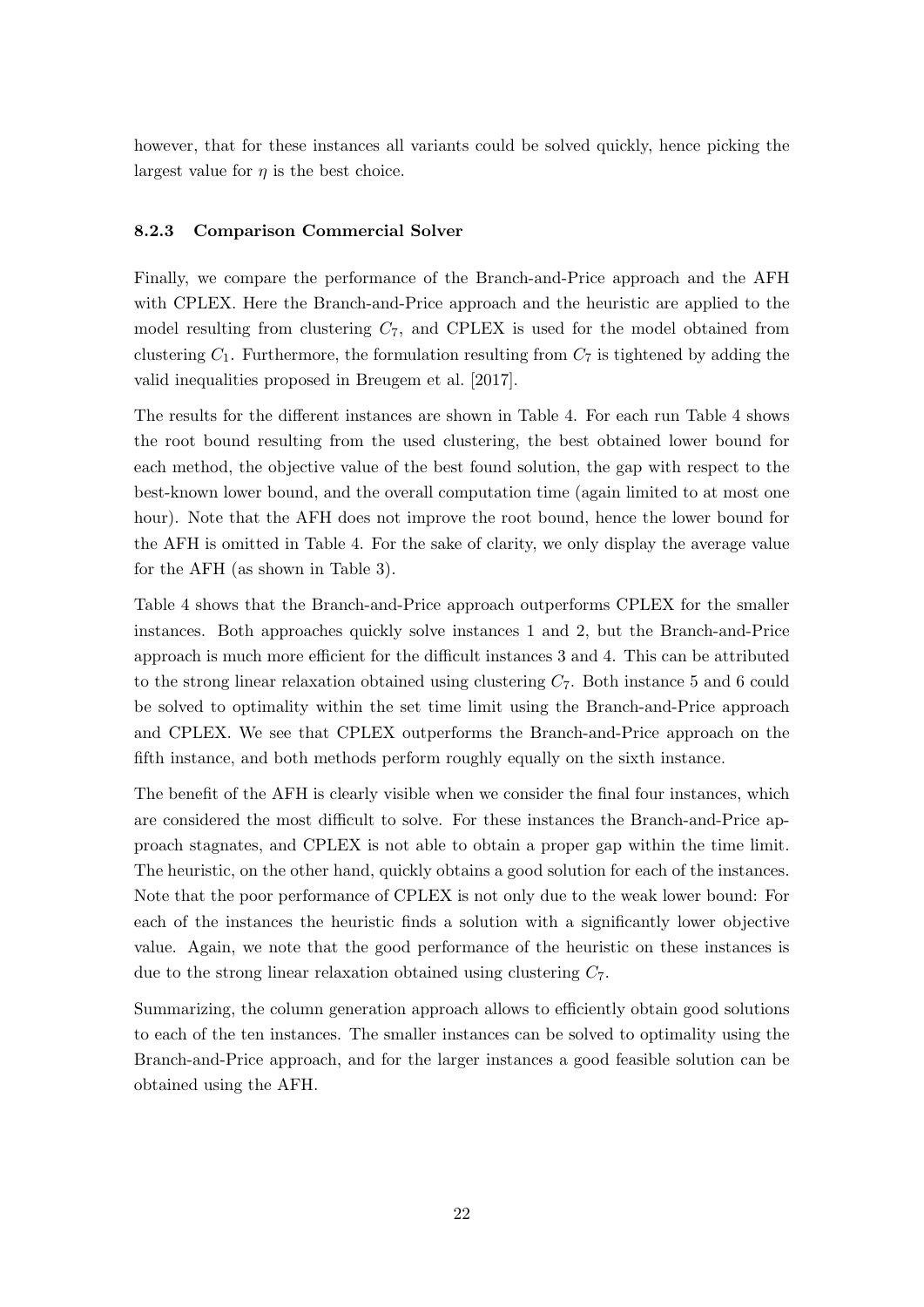however, that for these instances all variants could be solved quickly, hence picking the largest value for $\eta$ is the best choice.

#### 8.2.3 Comparison Commercial Solver

Finally, we compare the performance of the Branch-and-Price approach and the AFH with CPLEX. Here the Branch-and-Price approach and the heuristic are applied to the model resulting from clustering $C_7$, and CPLEX is used for the model obtained from clustering $C_1$. Furthermore, the formulation resulting from $C_7$ is tightened by adding the valid inequalities proposed in Breugem et al. [2017].

The results for the different instances are shown in Table 4. For each run Table 4 shows the root bound resulting from the used clustering, the best obtained lower bound for each method, the objective value of the best found solution, the gap with respect to the best-known lower bound, and the overall computation time (again limited to at most one hour). Note that the AFH does not improve the root bound, hence the lower bound for the AFH is omitted in Table 4. For the sake of clarity, we only display the average value for the AFH (as shown in Table 3).

Table 4 shows that the Branch-and-Price approach outperforms CPLEX for the smaller instances. Both approaches quickly solve instances 1 and 2, but the Branch-and-Price approach is much more efficient for the difficult instances 3 and 4. This can be attributed to the strong linear relaxation obtained using clustering $C_7$. Both instance 5 and 6 could be solved to optimality within the set time limit using the Branch-and-Price approach and CPLEX. We see that CPLEX outperforms the Branch-and-Price approach on the fifth instance, and both methods perform roughly equally on the sixth instance.

The benefit of the AFH is clearly visible when we consider the final four instances, which are considered the most difficult to solve. For these instances the Branch-and-Price approach stagnates, and CPLEX is not able to obtain a proper gap within the time limit. The heuristic, on the other hand, quickly obtains a good solution for each of the instances. Note that the poor performance of CPLEX is not only due to the weak lower bound: For each of the instances the heuristic finds a solution with a significantly lower objective value. Again, we note that the good performance of the heuristic on these instances is due to the strong linear relaxation obtained using clustering $C_7$.

Summarizing, the column generation approach allows to efficiently obtain good solutions to each of the ten instances. The smaller instances can be solved to optimality using the Branch-and-Price approach, and for the larger instances a good feasible solution can be obtained using the AFH.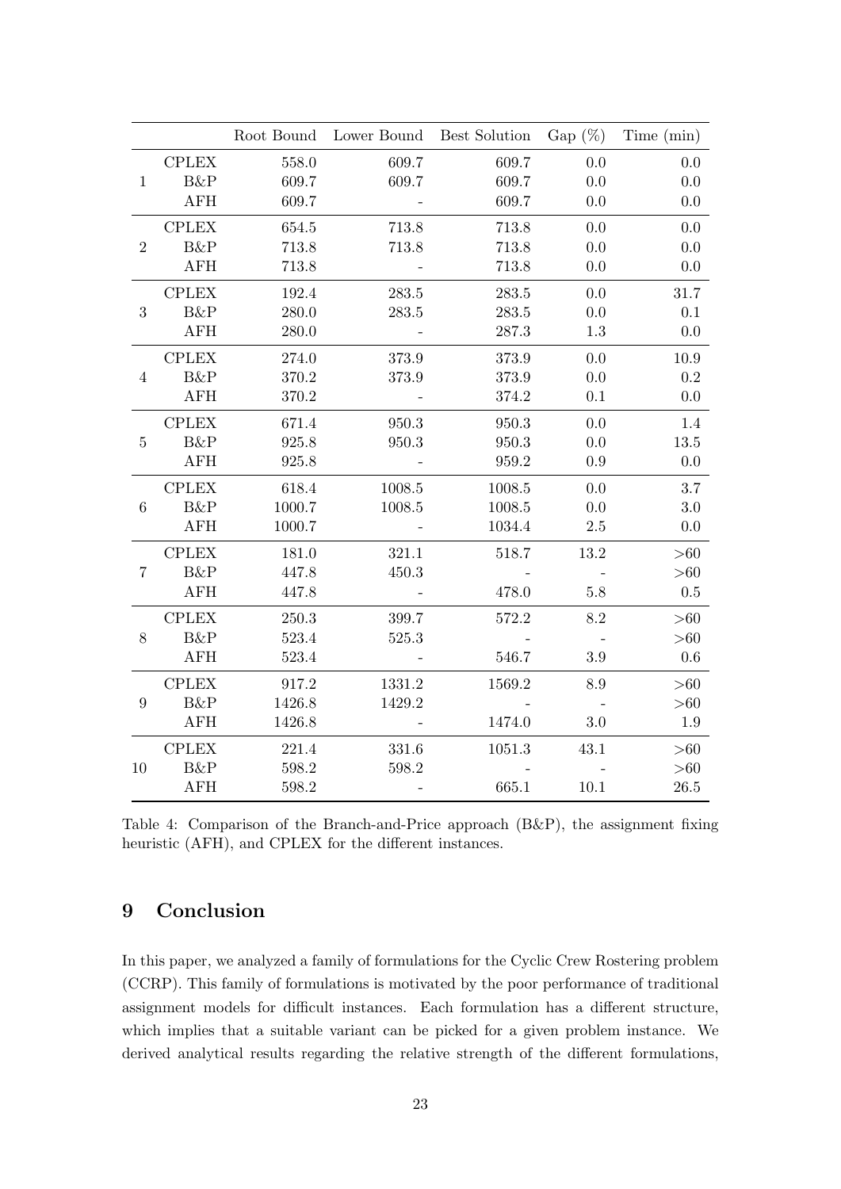| | | Root Bound | Lower Bound | Best Solution | Gap (%) | Time (min) |
|---|---|---|---|---|---|---|
| 1 | CPLEX | 558.0 | 609.7 | 609.7 | 0.0 | 0.0 |
| | B&P | 609.7 | 609.7 | 609.7 | 0.0 | 0.0 |
| | AFH | 609.7 | - | 609.7 | 0.0 | 0.0 |
| 2 | CPLEX | 654.5 | 713.8 | 713.8 | 0.0 | 0.0 |
| | B&P | 713.8 | 713.8 | 713.8 | 0.0 | 0.0 |
| | AFH | 713.8 | - | 713.8 | 0.0 | 0.0 |
| 3 | CPLEX | 192.4 | 283.5 | 283.5 | 0.0 | 31.7 |
| | B&P | 280.0 | 283.5 | 283.5 | 0.0 | 0.1 |
| | AFH | 280.0 | - | 287.3 | 1.3 | 0.0 |
| 4 | CPLEX | 274.0 | 373.9 | 373.9 | 0.0 | 10.9 |
| | B&P | 370.2 | 373.9 | 373.9 | 0.0 | 0.2 |
| | AFH | 370.2 | - | 374.2 | 0.1 | 0.0 |
| 5 | CPLEX | 671.4 | 950.3 | 950.3 | 0.0 | 1.4 |
| | B&P | 925.8 | 950.3 | 950.3 | 0.0 | 13.5 |
| | AFH | 925.8 | - | 959.2 | 0.9 | 0.0 |
| 6 | CPLEX | 618.4 | 1008.5 | 1008.5 | 0.0 | 3.7 |
| | B&P | 1000.7 | 1008.5 | 1008.5 | 0.0 | 3.0 |
| | AFH | 1000.7 | - | 1034.4 | 2.5 | 0.0 |
| 7 | CPLEX | 181.0 | 321.1 | 518.7 | 13.2 | >60 |
| | B&P | 447.8 | 450.3 | - | - | >60 |
| | AFH | 447.8 | - | 478.0 | 5.8 | 0.5 |
| 8 | CPLEX | 250.3 | 399.7 | 572.2 | 8.2 | >60 |
| | B&P | 523.4 | 525.3 | - | - | >60 |
| | AFH | 523.4 | - | 546.7 | 3.9 | 0.6 |
| 9 | CPLEX | 917.2 | 1331.2 | 1569.2 | 8.9 | >60 |
| | B&P | 1426.8 | 1429.2 | - | - | >60 |
| | AFH | 1426.8 | - | 1474.0 | 3.0 | 1.9 |
| 10 | CPLEX | 221.4 | 331.6 | 1051.3 | 43.1 | >60 |
| | B&P | 598.2 | 598.2 | - | - | >60 |
| | AFH | 598.2 | - | 665.1 | 10.1 | 26.5 |

Table 4: Comparison of the Branch-and-Price approach (B&P), the assignment fixing heuristic (AFH), and CPLEX for the different instances.

# 9 Conclusion

In this paper, we analyzed a family of formulations for the Cyclic Crew Rostering problem (CCRP). This family of formulations is motivated by the poor performance of traditional assignment models for difficult instances. Each formulation has a different structure, which implies that a suitable variant can be picked for a given problem instance. We derived analytical results regarding the relative strength of the different formulations,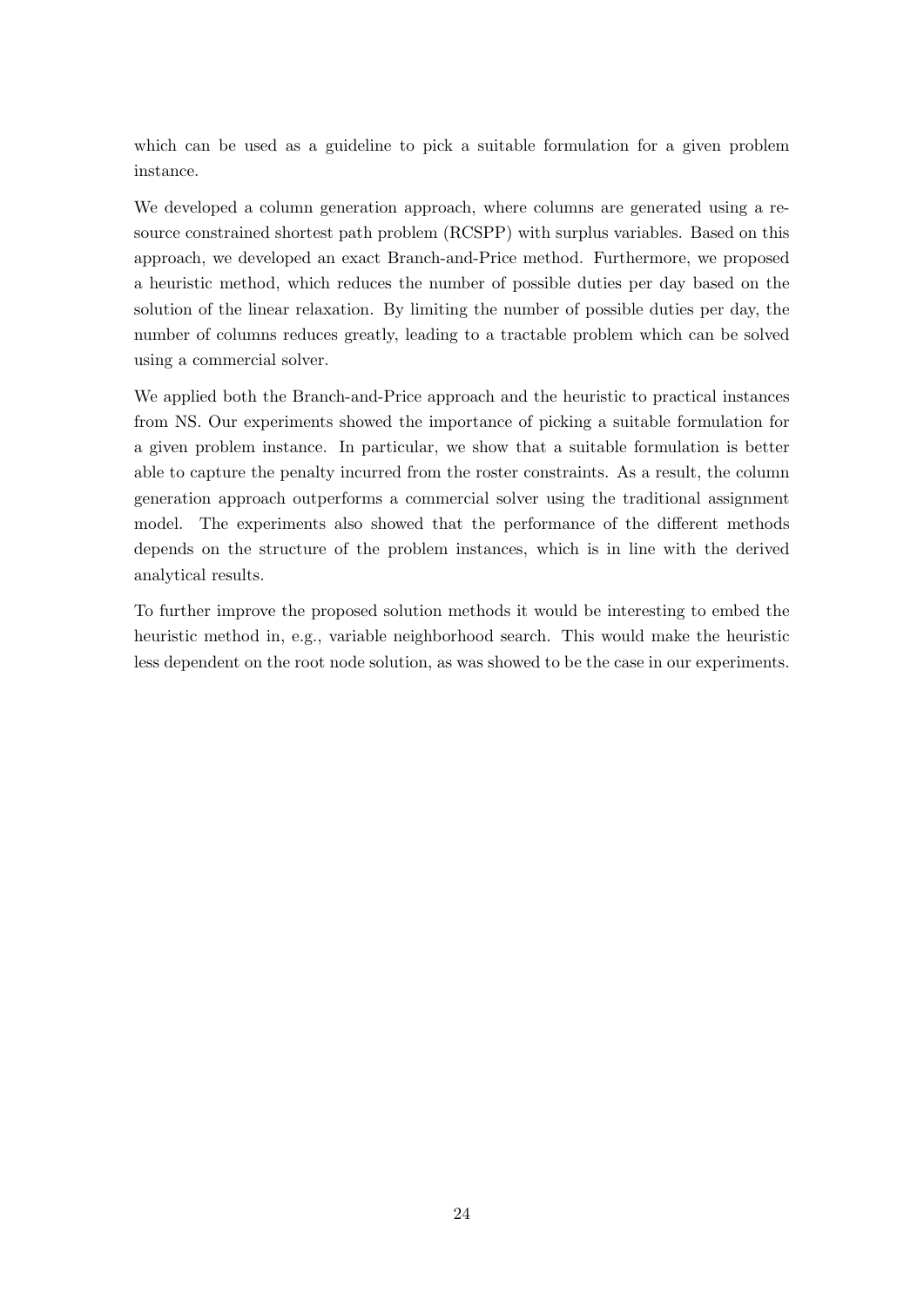which can be used as a guideline to pick a suitable formulation for a given problem instance.

We developed a column generation approach, where columns are generated using a resource constrained shortest path problem (RCSPP) with surplus variables. Based on this approach, we developed an exact Branch-and-Price method. Furthermore, we proposed a heuristic method, which reduces the number of possible duties per day based on the solution of the linear relaxation. By limiting the number of possible duties per day, the number of columns reduces greatly, leading to a tractable problem which can be solved using a commercial solver.

We applied both the Branch-and-Price approach and the heuristic to practical instances from NS. Our experiments showed the importance of picking a suitable formulation for a given problem instance. In particular, we show that a suitable formulation is better able to capture the penalty incurred from the roster constraints. As a result, the column generation approach outperforms a commercial solver using the traditional assignment model. The experiments also showed that the performance of the different methods depends on the structure of the problem instances, which is in line with the derived analytical results.

To further improve the proposed solution methods it would be interesting to embed the heuristic method in, e.g., variable neighborhood search. This would make the heuristic less dependent on the root node solution, as was showed to be the case in our experiments.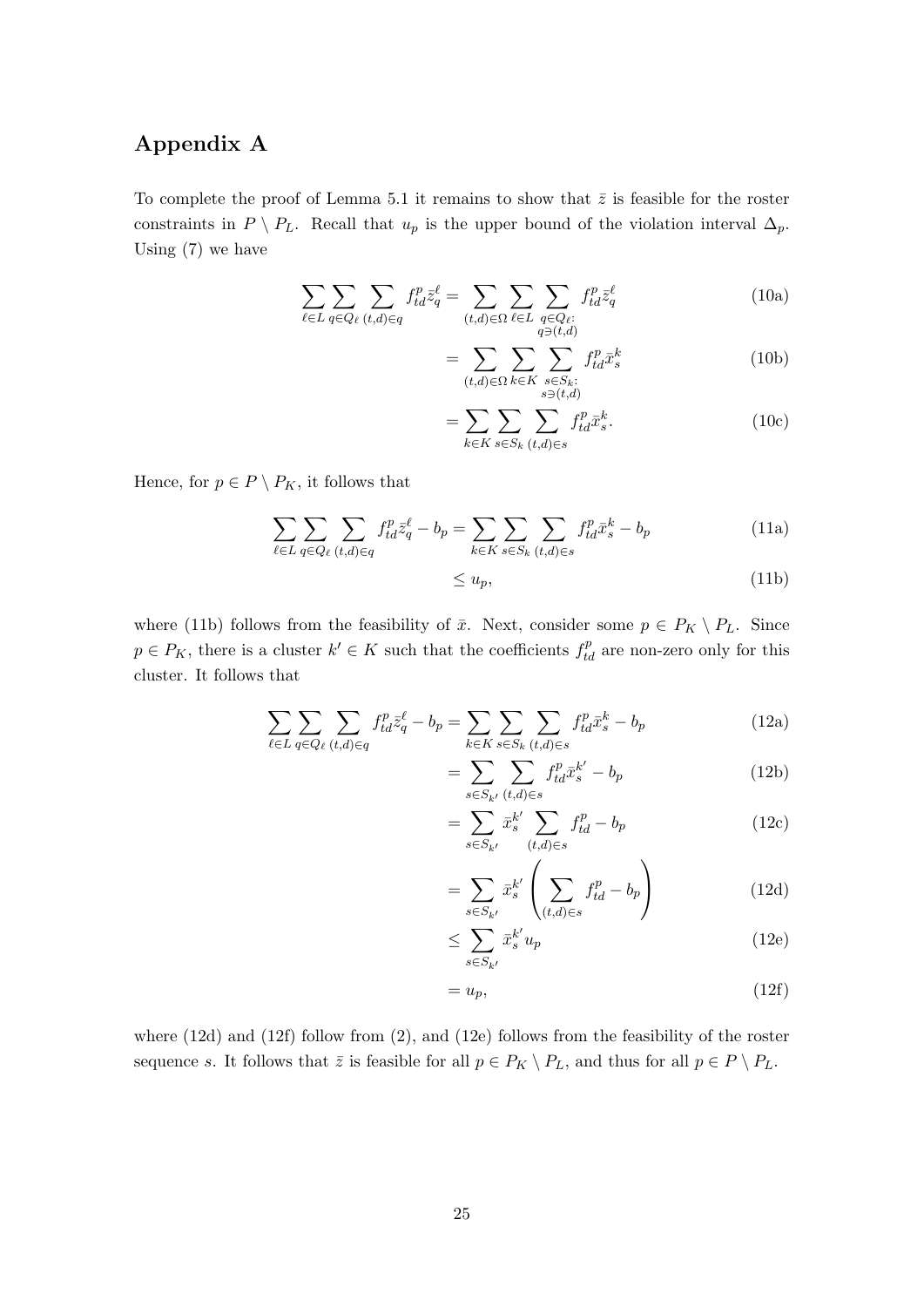## Appendix A

To complete the proof of Lemma 5.1 it remains to show that $\bar{z}$ is feasible for the roster constraints in $P \setminus P_L$. Recall that $u_p$ is the upper bound of the violation interval $\Delta_p$. Using (7) we have

$$
\begin{aligned}
\sum_{\ell \in L} \sum_{q \in Q_\ell} \sum_{(t,d) \in q} f^p_{td} \bar{z}^\ell_q &= \sum_{(t,d) \in \Omega} \sum_{\ell \in L} \sum_{\substack{q \in Q_\ell: \\ q \ni (t,d)}} f^p_{td} \bar{z}^\ell_q && \text{(10a)} \\
&= \sum_{(t,d) \in \Omega} \sum_{k \in K} \sum_{\substack{s \in S_k: \\ s \ni (t,d)}} f^p_{td} \bar{x}^k_s && \text{(10b)} \\
&= \sum_{k \in K} \sum_{s \in S_k} \sum_{(t,d) \in s} f^p_{td} \bar{x}^k_s. && \text{(10c)}
\end{aligned}
$$

Hence, for $p \in P \setminus P_K$, it follows that

$$
\begin{aligned}
\sum_{\ell \in L} \sum_{q \in Q_\ell} \sum_{(t,d) \in q} f^p_{td} \bar{z}^\ell_q - b_p &= \sum_{k \in K} \sum_{s \in S_k} \sum_{(t,d) \in s} f^p_{td} \bar{x}^k_s - b_p && \text{(11a)} \\
&\leq u_p, && \text{(11b)}
\end{aligned}
$$

where (11b) follows from the feasibility of $\bar{x}$. Next, consider some $p \in P_K \setminus P_L$. Since $p \in P_K$, there is a cluster $k' \in K$ such that the coefficients $f^p_{td}$ are non-zero only for this cluster. It follows that

$$
\begin{aligned}
\sum_{\ell \in L} \sum_{q \in Q_\ell} \sum_{(t,d) \in q} f^p_{td} \bar{z}^\ell_q - b_p &= \sum_{k \in K} \sum_{s \in S_k} \sum_{(t,d) \in s} f^p_{td} \bar{x}^k_s - b_p && \text{(12a)} \\
&= \sum_{s \in S_{k'}} \sum_{(t,d) \in s} f^p_{td} \bar{x}^{k'}_s - b_p && \text{(12b)} \\
&= \sum_{s \in S_{k'}} \bar{x}^{k'}_s \sum_{(t,d) \in s} f^p_{td} - b_p && \text{(12c)} \\
&= \sum_{s \in S_{k'}} \bar{x}^{k'}_s \left( \sum_{(t,d) \in s} f^p_{td} - b_p \right) && \text{(12d)} \\
&\leq \sum_{s \in S_{k'}} \bar{x}^{k'}_s u_p && \text{(12e)} \\
&= u_p, && \text{(12f)}
\end{aligned}
$$

where (12d) and (12f) follow from (2), and (12e) follows from the feasibility of the roster sequence $s$. It follows that $\bar{z}$ is feasible for all $p \in P_K \setminus P_L$, and thus for all $p \in P \setminus P_L$.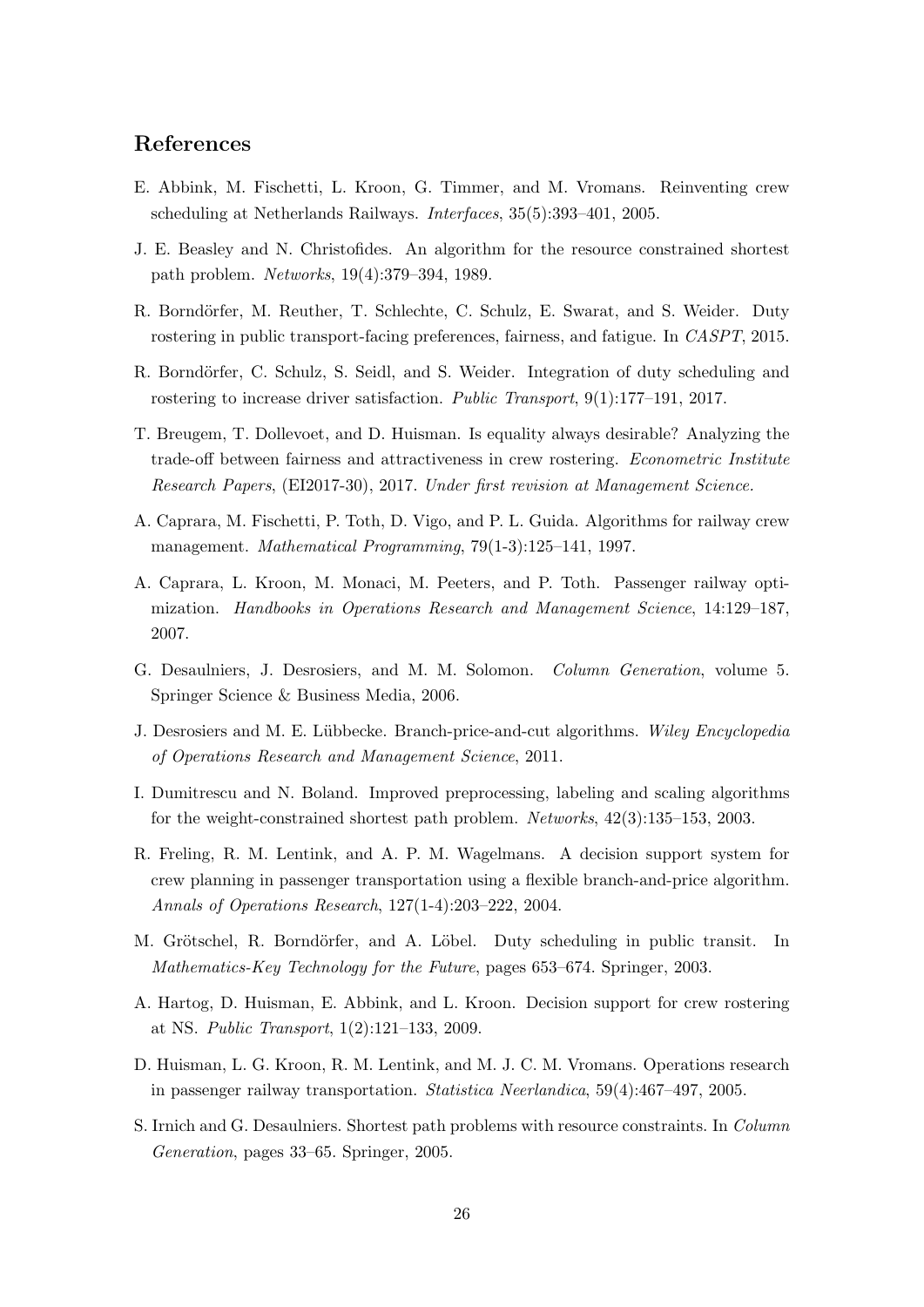## References

E. Abbink, M. Fischetti, L. Kroon, G. Timmer, and M. Vromans. Reinventing crew scheduling at Netherlands Railways. *Interfaces*, 35(5):393–401, 2005.

J. E. Beasley and N. Christofides. An algorithm for the resource constrained shortest path problem. *Networks*, 19(4):379–394, 1989.

R. Borndörfer, M. Reuther, T. Schlechte, C. Schulz, E. Swarat, and S. Weider. Duty rostering in public transport-facing preferences, fairness, and fatigue. In *CASPT*, 2015.

R. Borndörfer, C. Schulz, S. Seidl, and S. Weider. Integration of duty scheduling and rostering to increase driver satisfaction. *Public Transport*, 9(1):177–191, 2017.

T. Breugem, T. Dollevoet, and D. Huisman. Is equality always desirable? Analyzing the trade-off between fairness and attractiveness in crew rostering. *Econometric Institute Research Papers*, (EI2017-30), 2017. *Under first revision at Management Science.*

A. Caprara, M. Fischetti, P. Toth, D. Vigo, and P. L. Guida. Algorithms for railway crew management. *Mathematical Programming*, 79(1-3):125–141, 1997.

A. Caprara, L. Kroon, M. Monaci, M. Peeters, and P. Toth. Passenger railway optimization. *Handbooks in Operations Research and Management Science*, 14:129–187, 2007.

G. Desaulniers, J. Desrosiers, and M. M. Solomon. *Column Generation*, volume 5. Springer Science & Business Media, 2006.

J. Desrosiers and M. E. Lübbecke. Branch-price-and-cut algorithms. *Wiley Encyclopedia of Operations Research and Management Science*, 2011.

I. Dumitrescu and N. Boland. Improved preprocessing, labeling and scaling algorithms for the weight-constrained shortest path problem. *Networks*, 42(3):135–153, 2003.

R. Freling, R. M. Lentink, and A. P. M. Wagelmans. A decision support system for crew planning in passenger transportation using a flexible branch-and-price algorithm. *Annals of Operations Research*, 127(1-4):203–222, 2004.

M. Grötschel, R. Borndörfer, and A. Löbel. Duty scheduling in public transit. In *Mathematics-Key Technology for the Future*, pages 653–674. Springer, 2003.

A. Hartog, D. Huisman, E. Abbink, and L. Kroon. Decision support for crew rostering at NS. *Public Transport*, 1(2):121–133, 2009.

D. Huisman, L. G. Kroon, R. M. Lentink, and M. J. C. M. Vromans. Operations research in passenger railway transportation. *Statistica Neerlandica*, 59(4):467–497, 2005.

S. Irnich and G. Desaulniers. Shortest path problems with resource constraints. In *Column Generation*, pages 33–65. Springer, 2005.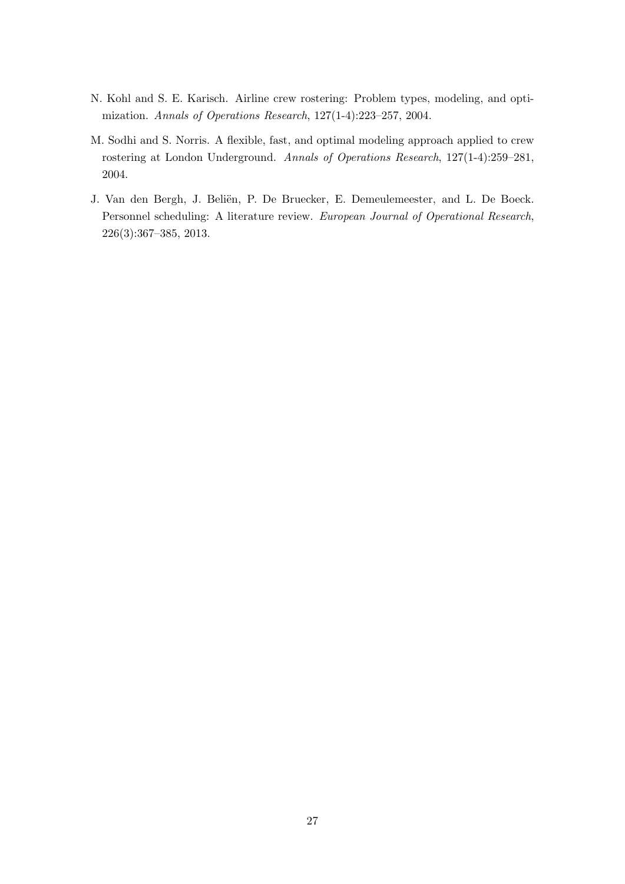N. Kohl and S. E. Karisch. Airline crew rostering: Problem types, modeling, and optimization. *Annals of Operations Research*, 127(1-4):223–257, 2004.

M. Sodhi and S. Norris. A flexible, fast, and optimal modeling approach applied to crew rostering at London Underground. *Annals of Operations Research*, 127(1-4):259–281, 2004.

J. Van den Bergh, J. Beliën, P. De Bruecker, E. Demeulemeester, and L. De Boeck. Personnel scheduling: A literature review. *European Journal of Operational Research*, 226(3):367–385, 2013.